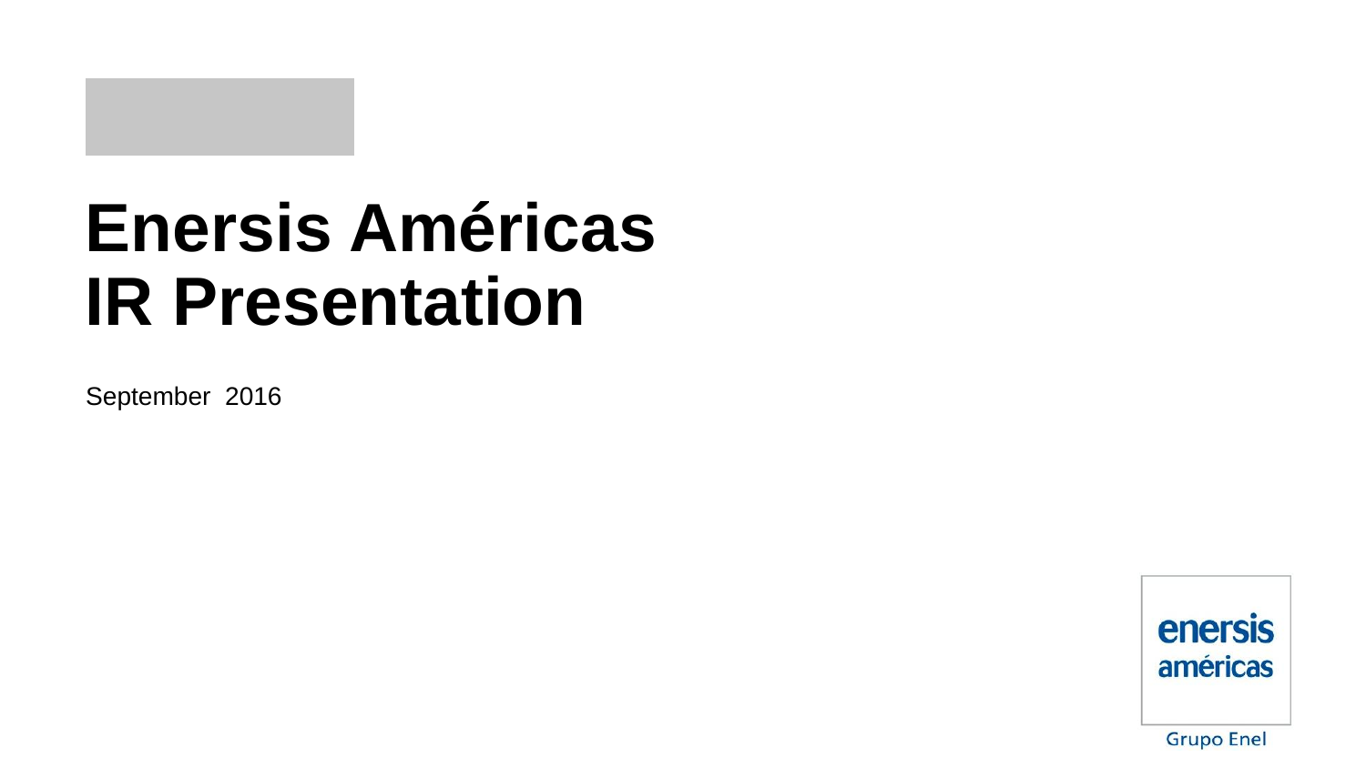# Enersis Américas IR Presentation

September 2016

enersis américas

Grupo Enel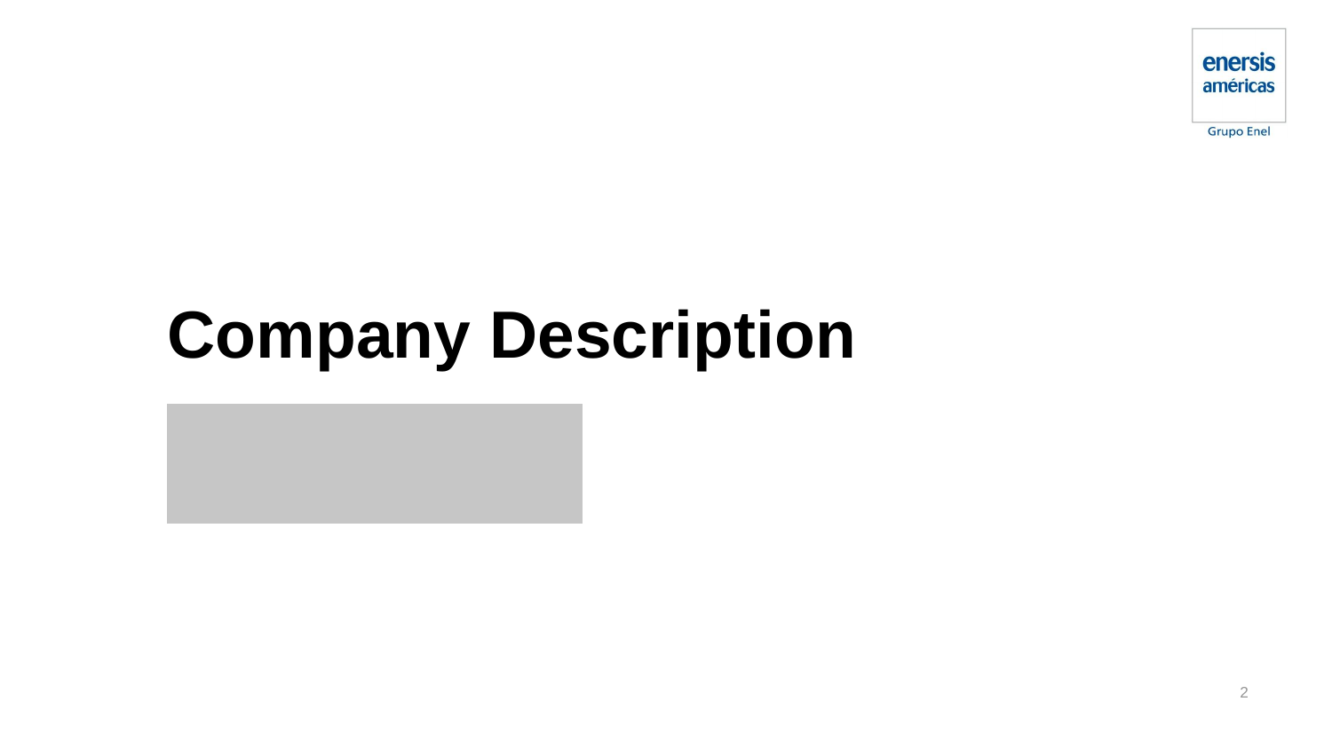# Company Description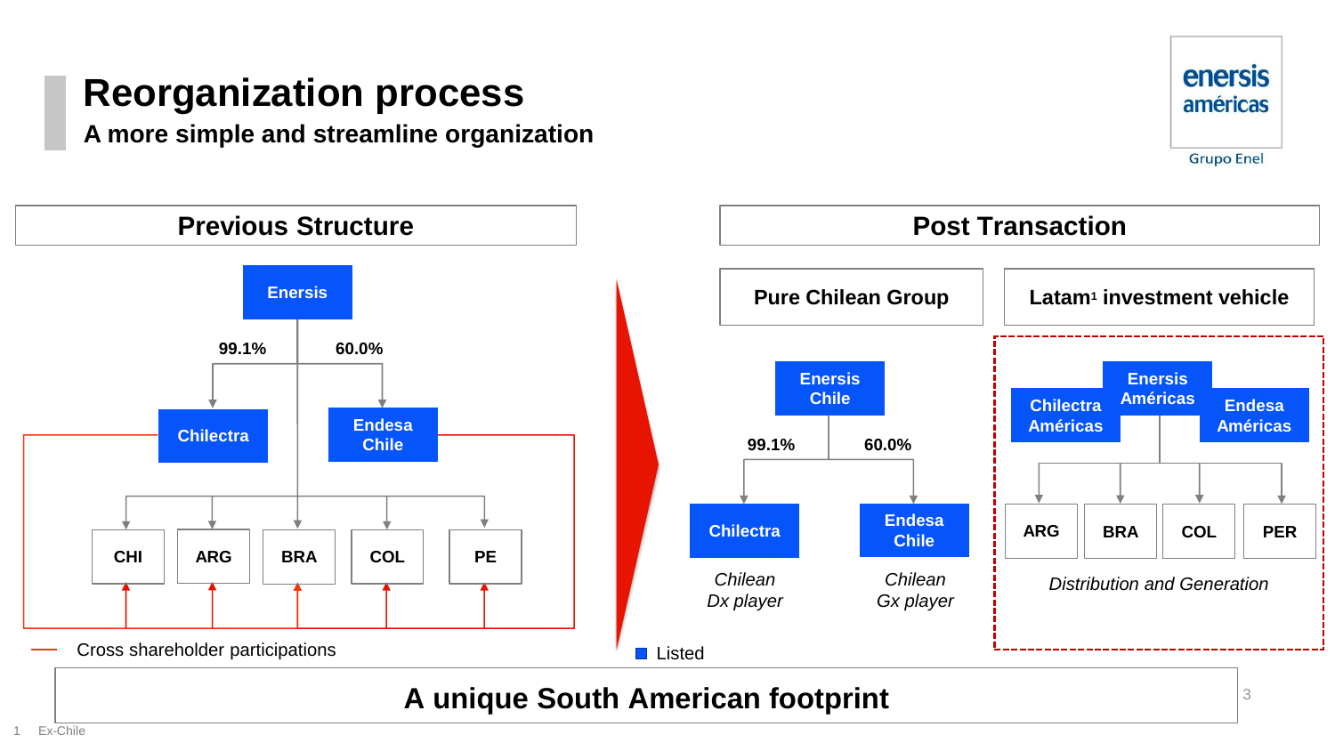# Reorganization process

## A more simple and streamline organization

enersis américas
Grupo Enel

### Previous Structure

Enersis

99.1% → Chilectra

60.0% → Endesa Chile

CHI | ARG | BRA | COL | PE

— Cross shareholder participations

### Post Transaction

**Pure Chilean Group**

Enersis Chile

99.1% → Chilectra — *Chilean Dx player*

60.0% → Endesa Chile — *Chilean Gx player*

**Latam[1] investment vehicle**

Chilectra Américas | Enersis Américas | Endesa Américas

ARG | BRA | COL | PER

*Distribution and Generation*

■ Listed

**A unique South American footprint**

1 Ex-Chile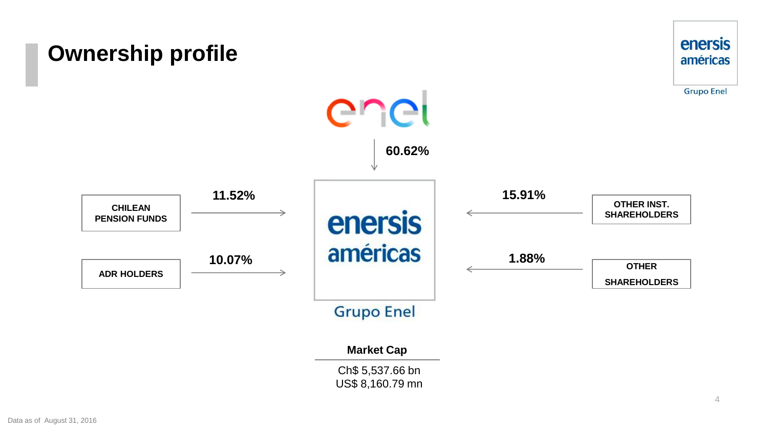# Ownership profile

enel

60.62%

| Shareholder | Ownership |
| --- | --- |
| Enel | 60.62% |
| CHILEAN PENSION FUNDS | 11.52% |
| ADR HOLDERS | 10.07% |
| OTHER INST. SHAREHOLDERS | 15.91% |
| OTHER SHAREHOLDERS | 1.88% |

enersis américas

Grupo Enel

**Market Cap**

Ch$ 5,537.66 bn
US$ 8,160.79 mn

Data as of August 31, 2016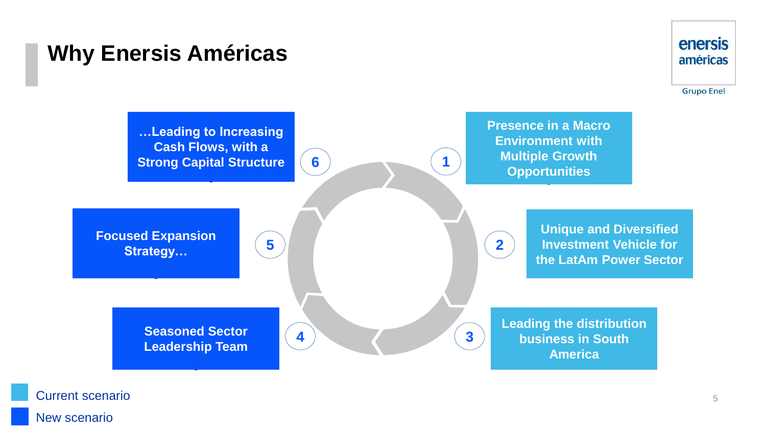# Why Enersis Américas

1. Presence in a Macro Environment with Multiple Growth Opportunities
2. Unique and Diversified Investment Vehicle for the LatAm Power Sector
3. Leading the distribution business in South America
4. Seasoned Sector Leadership Team
5. Focused Expansion Strategy…
6. …Leading to Increasing Cash Flows, with a Strong Capital Structure

Current scenario

New scenario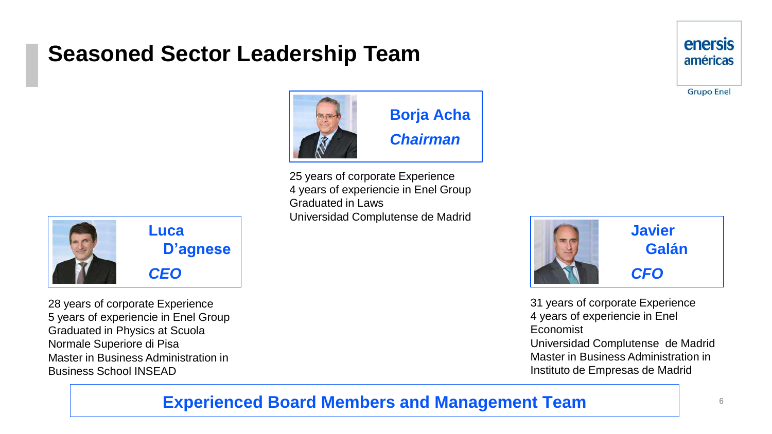# Seasoned Sector Leadership Team

enersis américas
Grupo Enel

**Borja Acha**
***Chairman***

25 years of corporate Experience
4 years of experiencie in Enel Group
Graduated in Laws
Universidad Complutense de Madrid

**Luca D'agnese**
***CEO***

28 years of corporate Experience
5 years of experiencie in Enel Group
Graduated in Physics at Scuola Normale Superiore di Pisa
Master in Business Administration in Business School INSEAD

**Javier Galán**
***CFO***

31 years of corporate Experience
4 years of experiencie in Enel
Economist
Universidad Complutense de Madrid
Master in Business Administration in Instituto de Empresas de Madrid

**Experienced Board Members and Management Team**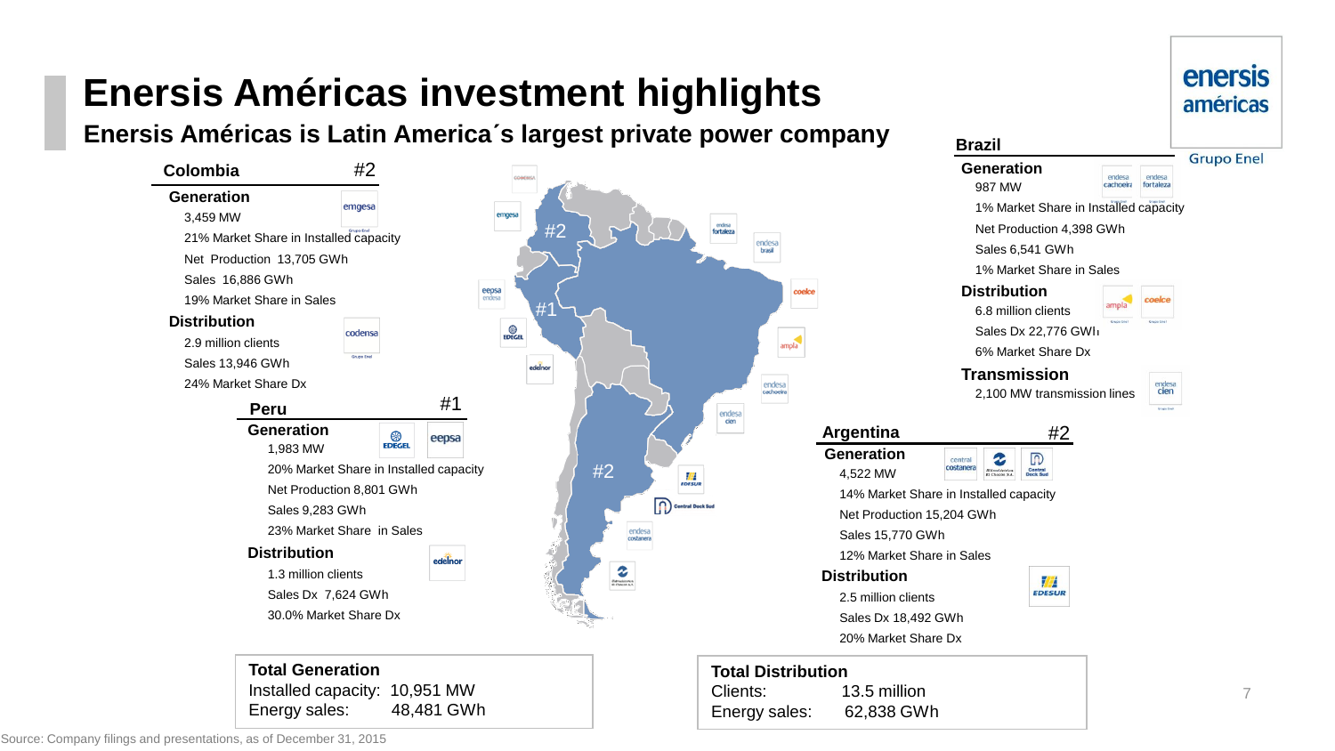# Enersis Américas investment highlights

## Enersis Américas is Latin America´s largest private power company

### Colombia — #2

**Generation**

- 3,459 MW
- 21% Market Share in Installed capacity
- Net Production 13,705 GWh
- Sales 16,886 GWh
- 19% Market Share in Sales

**Distribution**

- 2.9 million clients
- Sales 13,946 GWh
- 24% Market Share Dx

### Peru — #1

**Generation**

- 1,983 MW
- 20% Market Share in Installed capacity
- Net Production 8,801 GWh
- Sales 9,283 GWh
- 23% Market Share in Sales

**Distribution**

- 1.3 million clients
- Sales Dx 7,624 GWh
- 30.0% Market Share Dx

### Brazil

**Generation**

- 987 MW
- 1% Market Share in Installed capacity
- Net Production 4,398 GWh
- Sales 6,541 GWh
- 1% Market Share in Sales

**Distribution**

- 6.8 million clients
- Sales Dx 22,776 GWh
- 6% Market Share Dx

**Transmission**

- 2,100 MW transmission lines

### Argentina — #2

**Generation**

- 4,522 MW
- 14% Market Share in Installed capacity
- Net Production 15,204 GWh
- Sales 15,770 GWh
- 12% Market Share in Sales

**Distribution**

- 2.5 million clients
- Sales Dx 18,492 GWh
- 20% Market Share Dx

**Total Generation**

Installed capacity: 10,951 MW
Energy sales: 48,481 GWh

**Total Distribution**

Clients: 13.5 million
Energy sales: 62,838 GWh

Source: Company filings and presentations, as of December 31, 2015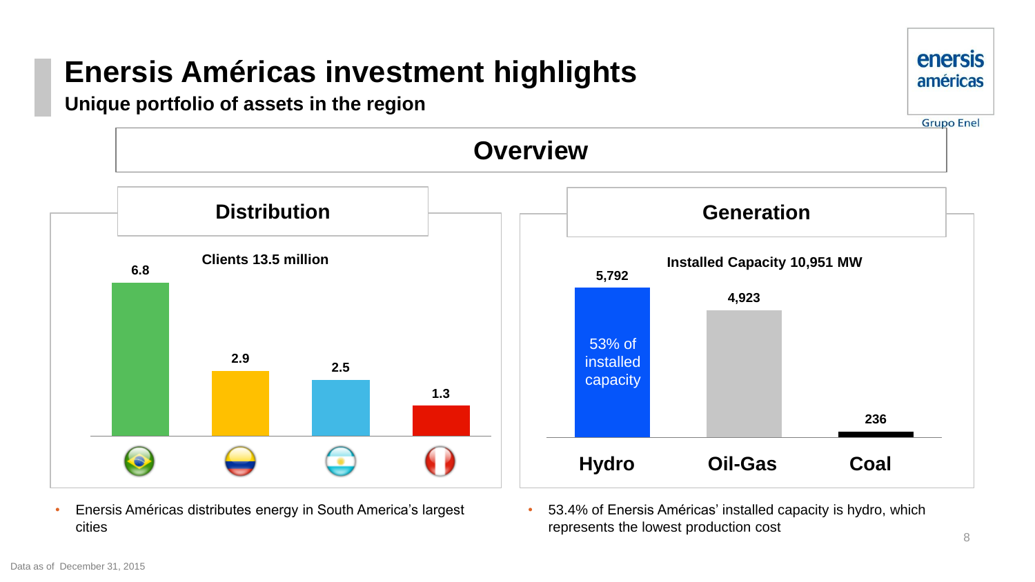# Enersis Américas investment highlights

## Unique portfolio of assets in the region

### Overview

#### Distribution

Clients 13.5 million

| Country | Clients (million) |
| --- | --- |
| Brazil | 6.8 |
| Colombia | 2.9 |
| Argentina | 2.5 |
| Peru | 1.3 |

- Enersis Américas distributes energy in South America's largest cities

#### Generation

Installed Capacity 10,951 MW

| Technology | MW |
| --- | --- |
| Hydro | 5,792 |
| Oil-Gas | 4,923 |
| Coal | 236 |

Hydro: 53% of installed capacity

- 53.4% of Enersis Américas' installed capacity is hydro, which represents the lowest production cost

Data as of December 31, 2015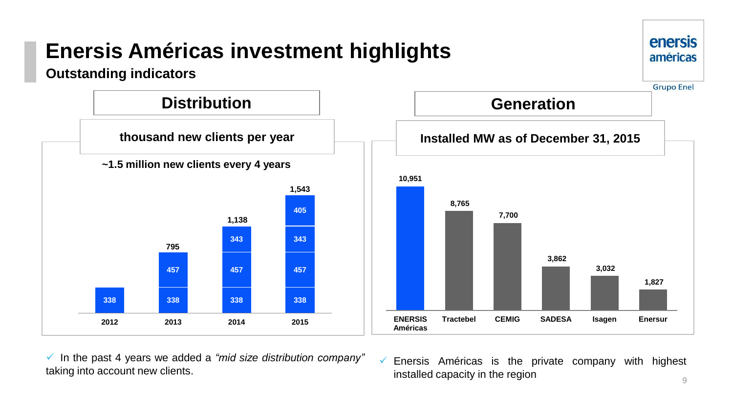# Enersis Américas investment highlights

## Outstanding indicators

### Distribution

**thousand new clients per year**

**~1.5 million new clients every 4 years**

| Year | 2012 | 2013 | 2014 | 2015 |
|---|---|---|---|---|
| | 338 | 338 | 338 | 338 |
| | | 457 | 457 | 457 |
| | | | 343 | 343 |
| | | | | 405 |
| **Total** | 338 | 795 | 1,138 | 1,543 |

✓ In the past 4 years we added a *"mid size distribution company"* taking into account new clients.

### Generation

**Installed MW as of December 31, 2015**

| Company | Installed MW |
|---|---|
| ENERSIS Américas | 10,951 |
| Tractebel | 8,765 |
| CEMIG | 7,700 |
| SADESA | 3,862 |
| Isagen | 3,032 |
| Enersur | 1,827 |

✓ Enersis Américas is the private company with highest installed capacity in the region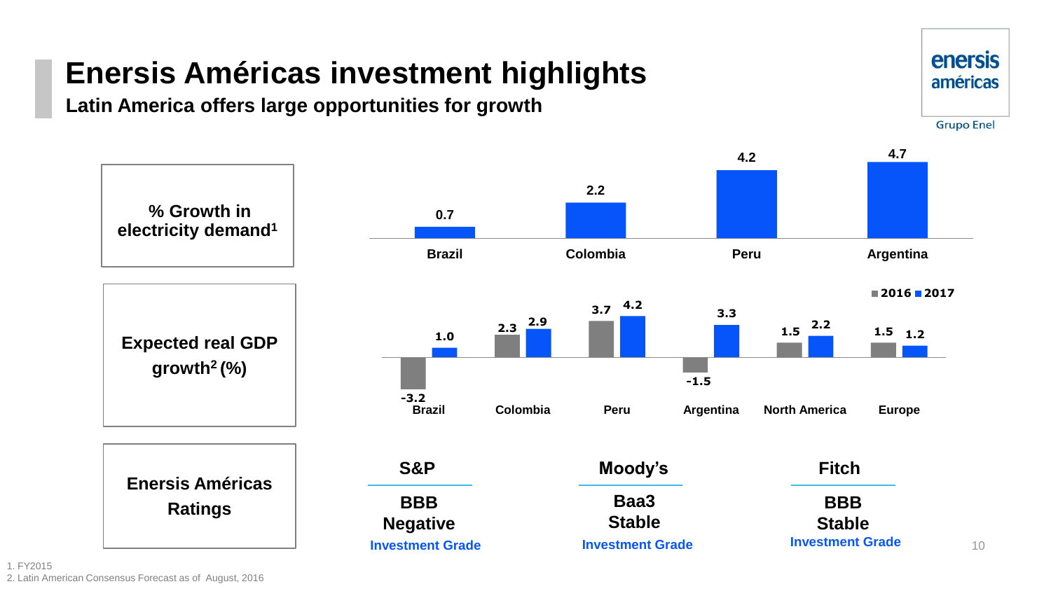# Enersis Américas investment highlights

## Latin America offers large opportunities for growth

### % Growth in electricity demand[1]

| Brazil | Colombia | Peru | Argentina |
|---|---|---|---|
| 0.7 | 2.2 | 4.2 | 4.7 |

### Expected real GDP growth[2] (%)

| | Brazil | Colombia | Peru | Argentina | North America | Europe |
|---|---|---|---|---|---|---|
| 2016 | -3.2 | 2.3 | 3.7 | -1.5 | 1.5 | 1.5 |
| 2017 | 1.0 | 2.9 | 4.2 | 3.3 | 2.2 | 1.2 |

### Enersis Américas Ratings

| S&P | Moody's | Fitch |
|---|---|---|
| BBB Negative | Baa3 Stable | BBB Stable |
| Investment Grade | Investment Grade | Investment Grade |

1. FY2015
2. Latin American Consensus Forecast as of August, 2016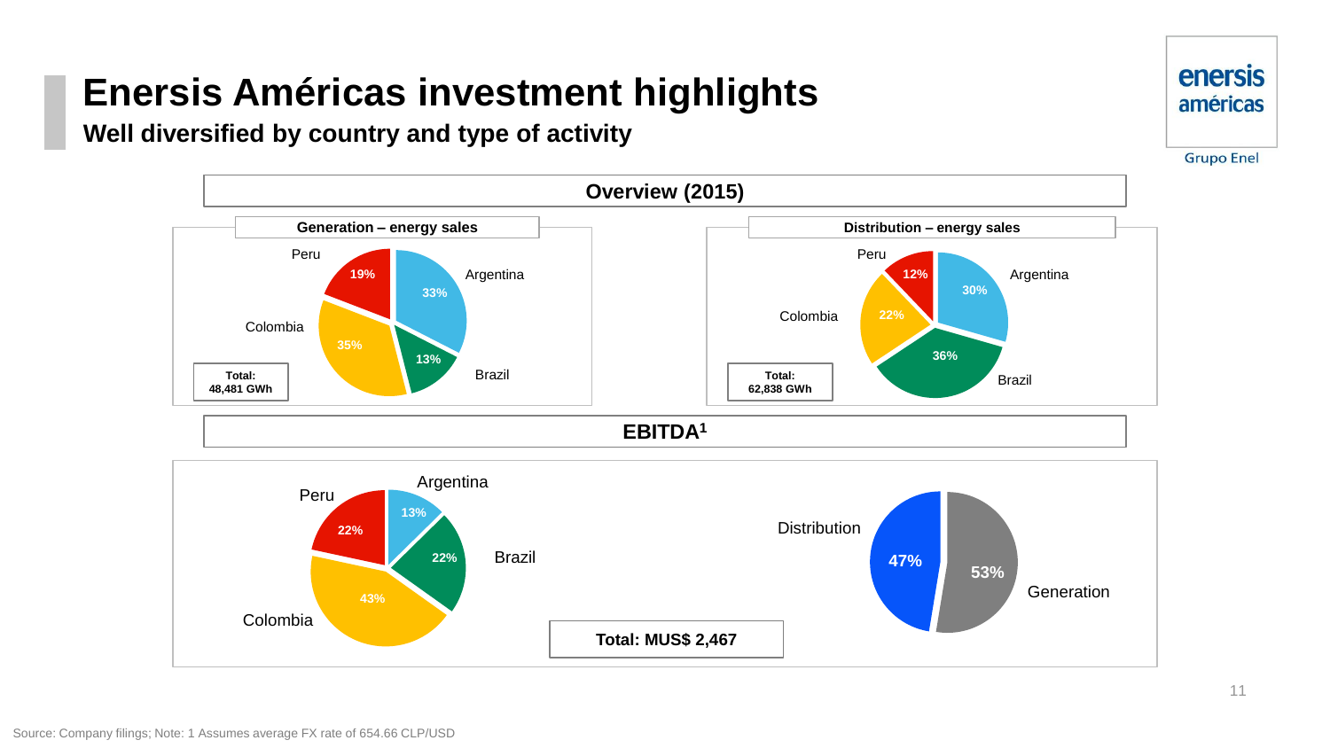# Enersis Américas investment highlights

## Well diversified by country and type of activity

### Overview (2015)

**Generation – energy sales**

| Country | Share |
| --- | --- |
| Argentina | 33% |
| Brazil | 13% |
| Colombia | 35% |
| Peru | 19% |

**Total: 48,481 GWh**

**Distribution – energy sales**

| Country | Share |
| --- | --- |
| Argentina | 30% |
| Brazil | 36% |
| Colombia | 22% |
| Peru | 12% |

**Total: 62,838 GWh**

### EBITDA[1]

| Country | Share |
| --- | --- |
| Argentina | 13% |
| Brazil | 22% |
| Colombia | 43% |
| Peru | 22% |

| Activity | Share |
| --- | --- |
| Distribution | 47% |
| Generation | 53% |

**Total: MUS$ 2,467**

Source: Company filings; Note: 1 Assumes average FX rate of 654.66 CLP/USD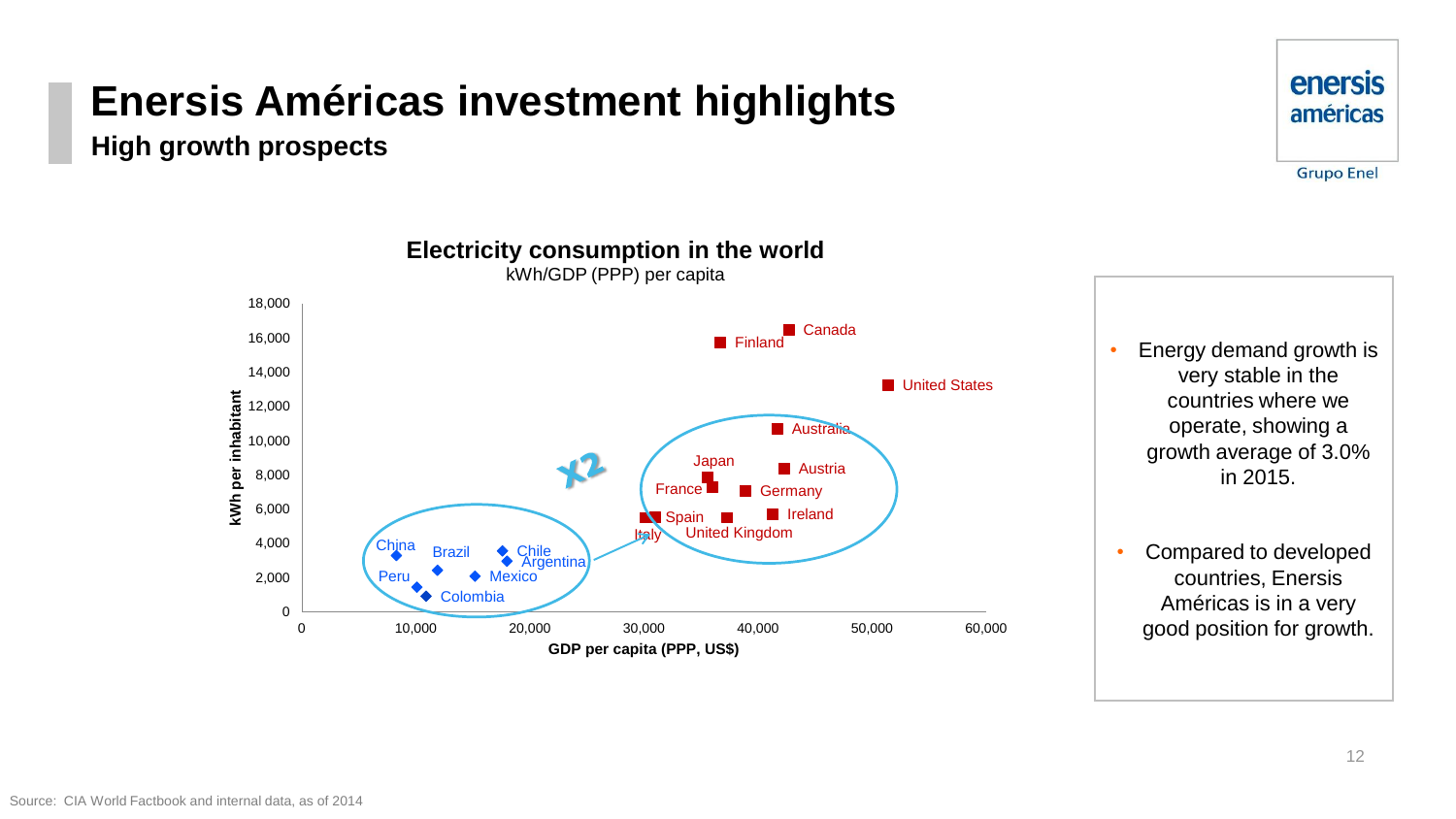# Enersis Américas investment highlights

## High growth prospects

**Electricity consumption in the world**

kWh/GDP (PPP) per capita

Y-axis: kWh per inhabitant (0 – 18,000)

X-axis: GDP per capita (PPP, US$) (0 – 60,000)

Countries shown: China, Brazil, Chile, Argentina, Peru, Mexico, Colombia (Enersis Américas countries); Canada, Finland, United States, Australia, Japan, Austria, France, Germany, Spain, Ireland, Italy, United Kingdom (developed countries)

x2

- Energy demand growth is very stable in the countries where we operate, showing a growth average of 3.0% in 2015.
- Compared to developed countries, Enersis Américas is in a very good position for growth.

Source: CIA World Factbook and internal data, as of 2014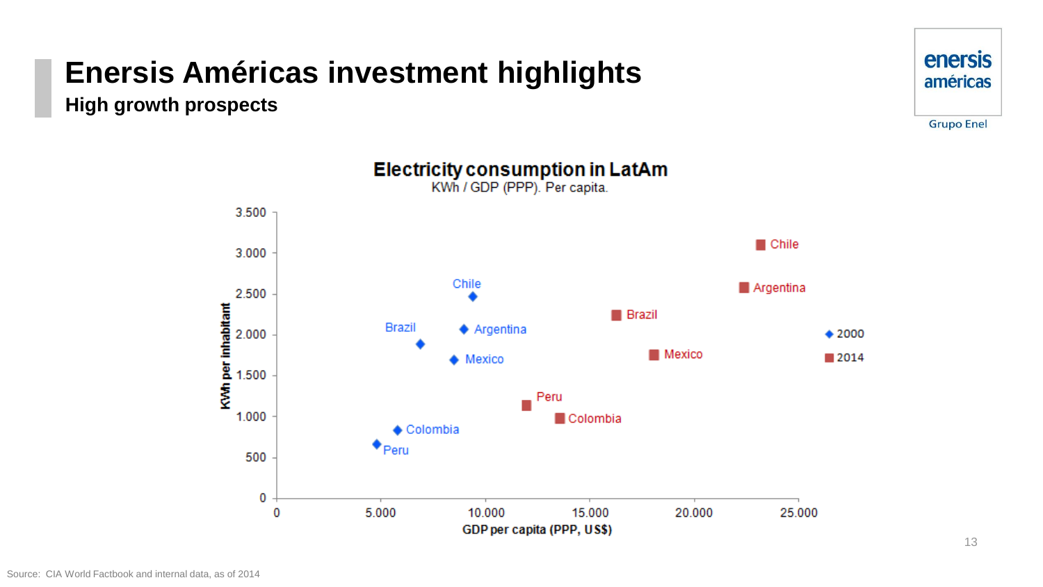# Enersis Américas investment highlights

## High growth prospects

**Electricity consumption in LatAm**

KWh / GDP (PPP). Per capita.

Source: CIA World Factbook and internal data, as of 2014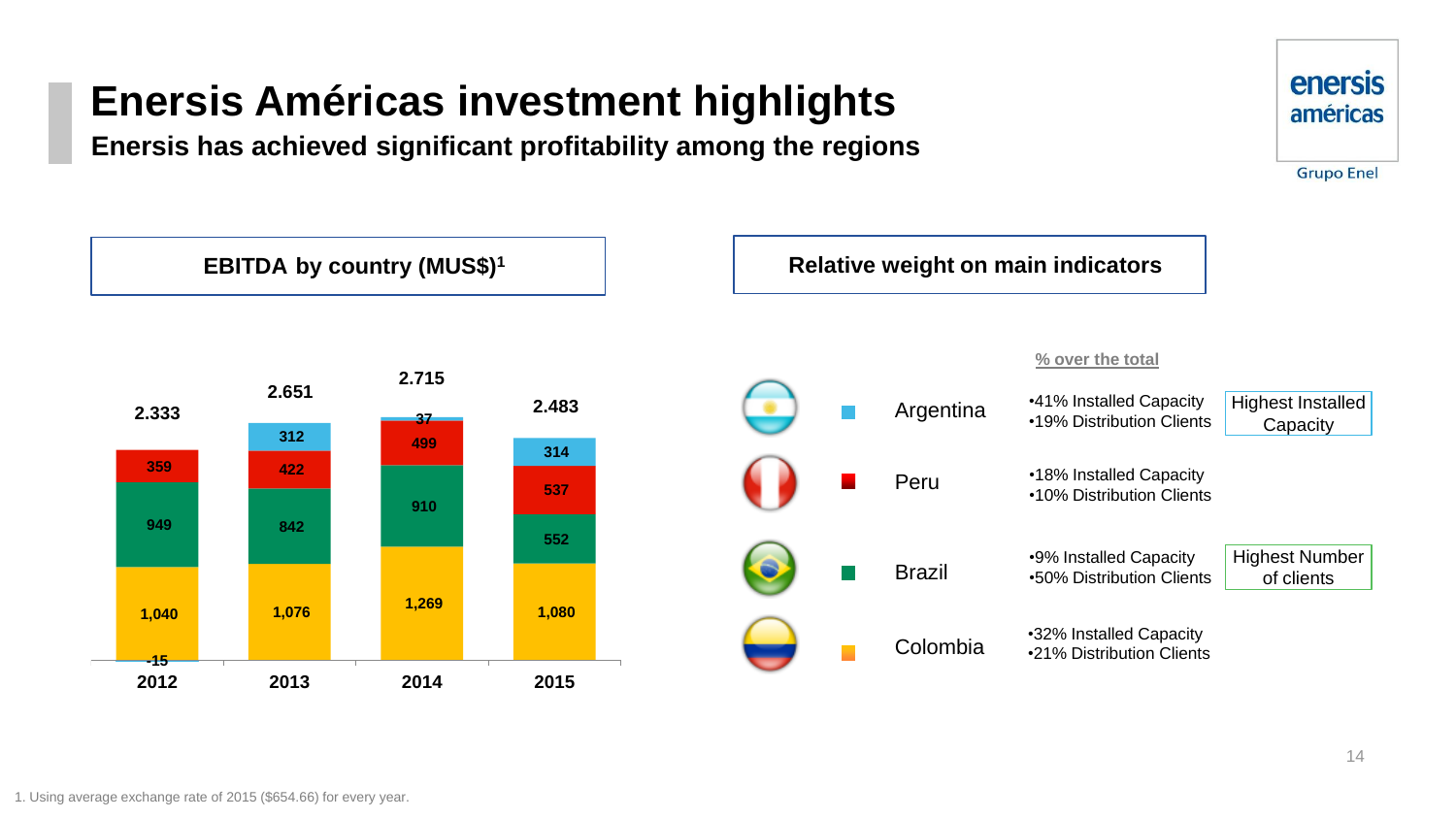# Enersis Américas investment highlights

## Enersis has achieved significant profitability among the regions

### EBITDA by country (MUS$)[1]

| | 2012 | 2013 | 2014 | 2015 |
|---|---|---|---|---|
| Argentina | -15 | 312 | 37 | 314 |
| Peru | 359 | 422 | 499 | 537 |
| Brazil | 949 | 842 | 910 | 552 |
| Colombia | 1,040 | 1,076 | 1,269 | 1,080 |
| **Total** | **2.333** | **2.651** | **2.715** | **2.483** |

### Relative weight on main indicators

% over the total

| Country | Indicators | |
|---|---|---|
| Argentina | •41% Installed Capacity<br>•19% Distribution Clients | Highest Installed Capacity |
| Peru | •18% Installed Capacity<br>•10% Distribution Clients | |
| Brazil | •9% Installed Capacity<br>•50% Distribution Clients | Highest Number of clients |
| Colombia | •32% Installed Capacity<br>•21% Distribution Clients | |

1. Using average exchange rate of 2015 ($654.66) for every year.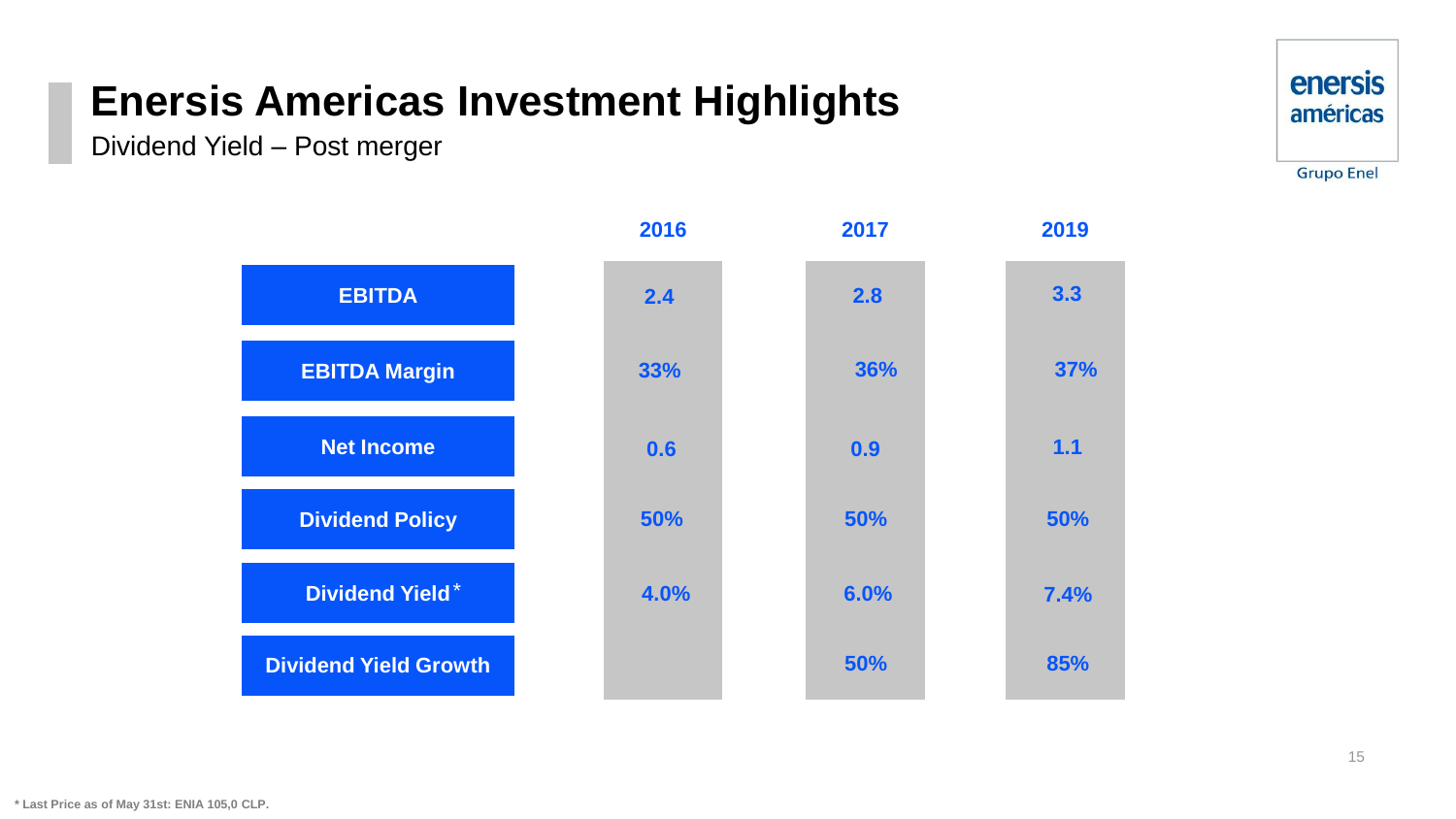# Enersis Americas Investment Highlights

Dividend Yield – Post merger

| | 2016 | 2017 | 2019 |
|---|---|---|---|
| **EBITDA** | 2.4 | 2.8 | 3.3 |
| **EBITDA Margin** | 33% | 36% | 37% |
| **Net Income** | 0.6 | 0.9 | 1.1 |
| **Dividend Policy** | 50% | 50% | 50% |
| **Dividend Yield*** | 4.0% | 6.0% | 7.4% |
| **Dividend Yield Growth** | | 50% | 85% |

* Last Price as of May 31st: ENIA 105,0 CLP.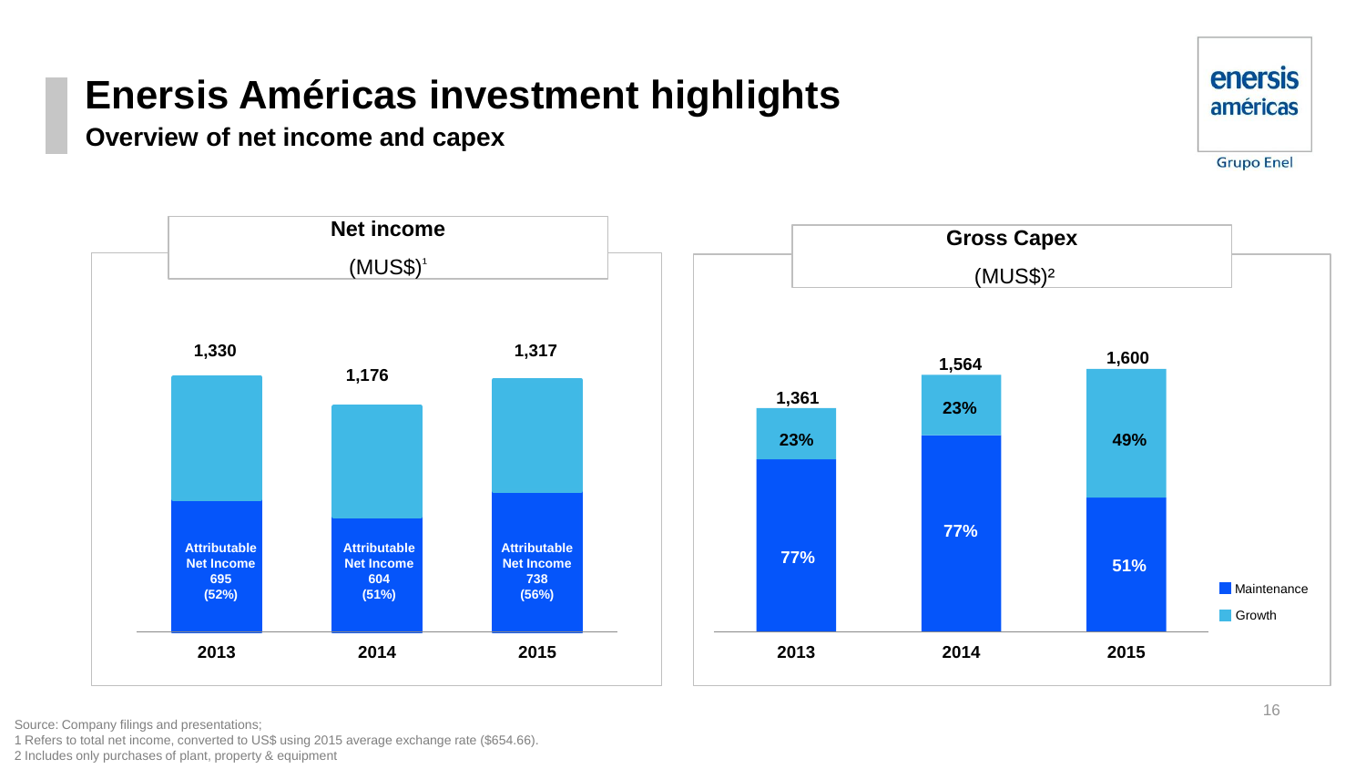# Enersis Américas investment highlights

## Overview of net income and capex

### Net income (MUS$)[1]

| | 2013 | 2014 | 2015 |
|---|---|---|---|
| Net income | 1,330 | 1,176 | 1,317 |
| Attributable Net Income | 695 (52%) | 604 (51%) | 738 (56%) |

### Gross Capex (MUS$)[2]

| | 2013 | 2014 | 2015 |
|---|---|---|---|
| Total | 1,361 | 1,564 | 1,600 |
| Growth | 23% | 23% | 49% |
| Maintenance | 77% | 77% | 51% |

Source: Company filings and presentations;
1 Refers to total net income, converted to US$ using 2015 average exchange rate ($654.66).
2 Includes only purchases of plant, property & equipment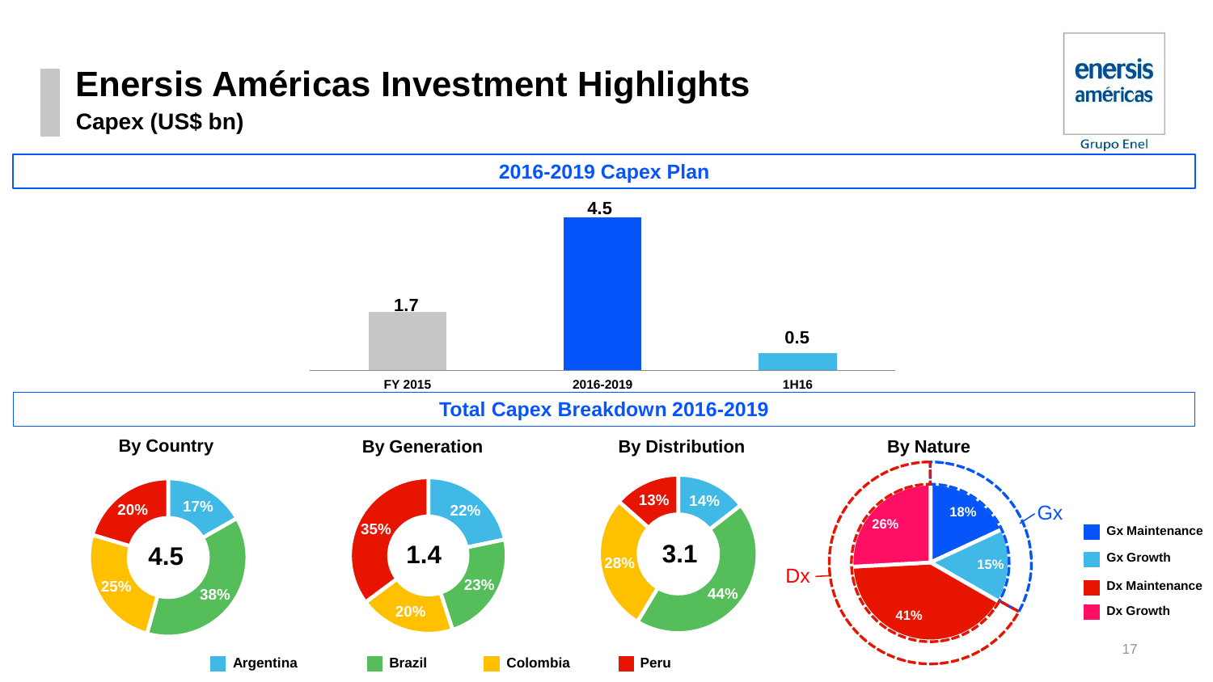# Enersis Américas Investment Highlights

## Capex (US$ bn)

### 2016-2019 Capex Plan

| Period | Capex (US$ bn) |
|---|---|
| FY 2015 | 1.7 |
| 2016-2019 | 4.5 |
| 1H16 | 0.5 |

### Total Capex Breakdown 2016-2019

**By Country** (Total: 4.5)

| Country | % |
|---|---|
| Argentina | 17% |
| Brazil | 38% |
| Colombia | 25% |
| Peru | 20% |

**By Generation** (Total: 1.4)

| Country | % |
|---|---|
| Argentina | 22% |
| Brazil | 23% |
| Colombia | 20% |
| Peru | 35% |

**By Distribution** (Total: 3.1)

| Country | % |
|---|---|
| Argentina | 14% |
| Brazil | 44% |
| Colombia | 28% |
| Peru | 13% |

**By Nature**

| Nature | % |
|---|---|
| Gx Maintenance | 18% |
| Gx Growth | 15% |
| Dx Maintenance | 41% |
| Dx Growth | 26% |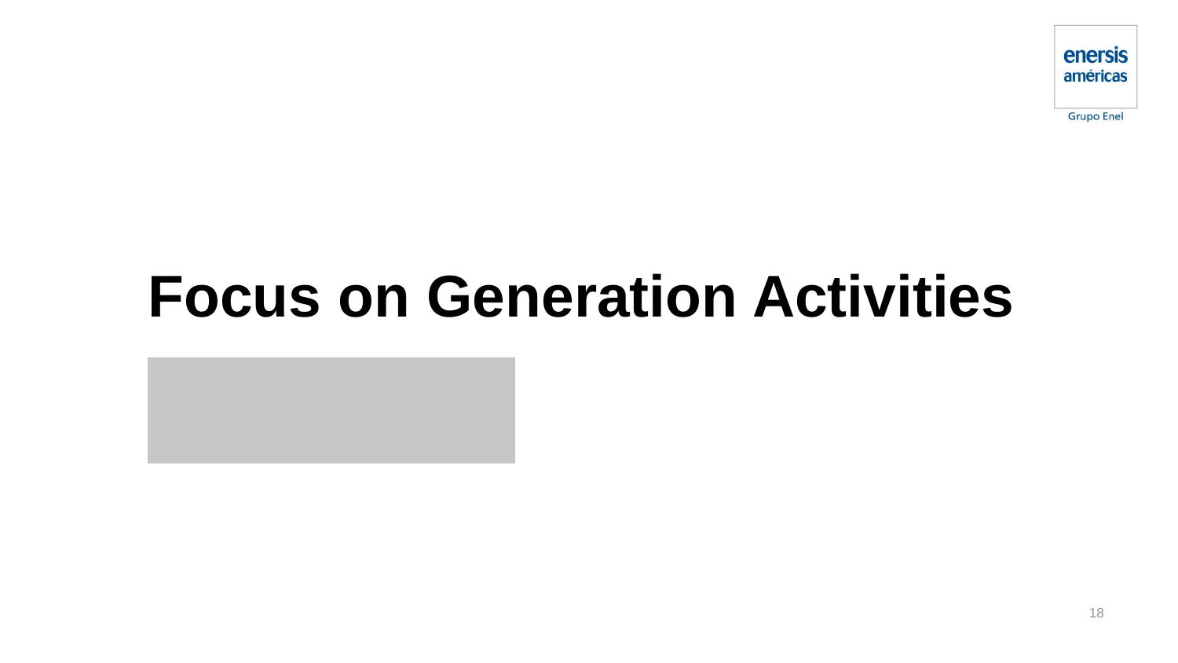# Focus on Generation Activities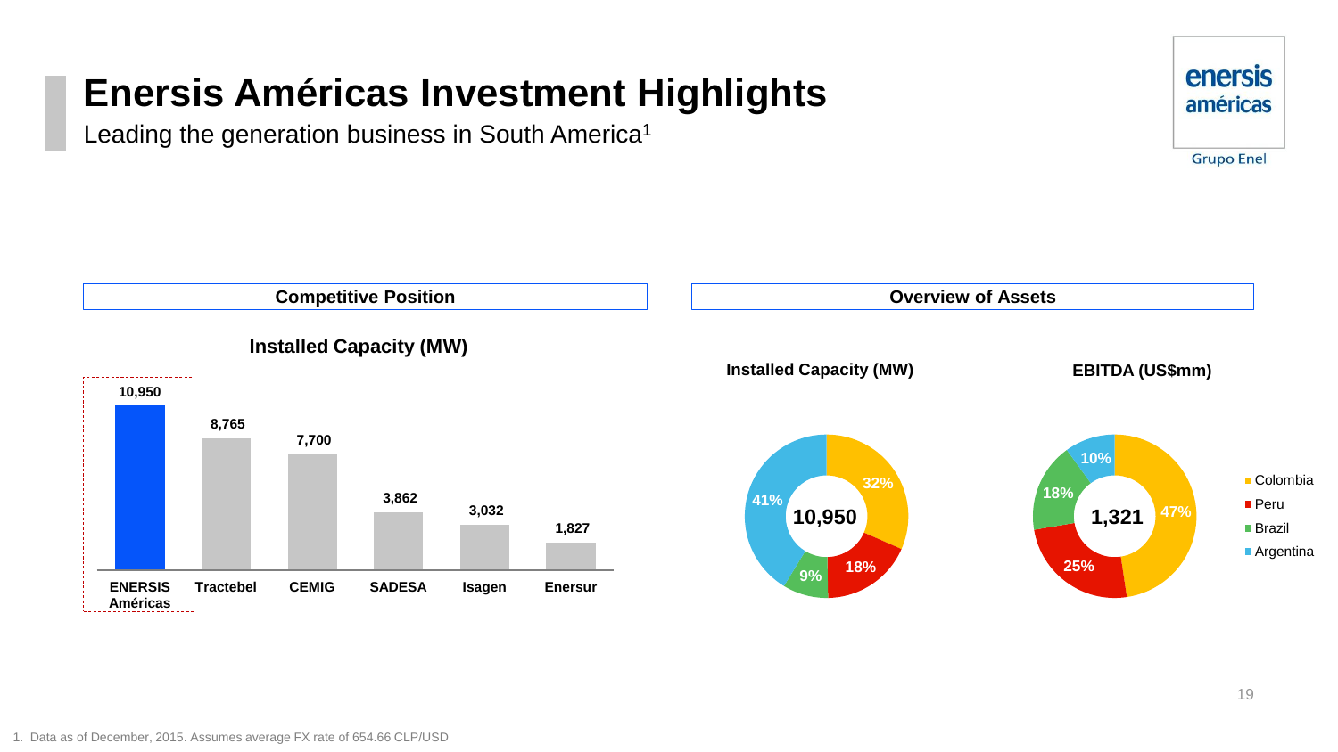# Enersis Américas Investment Highlights

Leading the generation business in South America[1]

## Competitive Position

### Installed Capacity (MW)

| Company | Installed Capacity (MW) |
|---|---|
| ENERSIS Américas | 10,950 |
| Tractebel | 8,765 |
| CEMIG | 7,700 |
| SADESA | 3,862 |
| Isagen | 3,032 |
| Enersur | 1,827 |

## Overview of Assets

| | Installed Capacity (MW) | EBITDA (US$mm) |
|---|---|---|
| Total | 10,950 | 1,321 |
| Colombia | 32% | 47% |
| Peru | 18% | 25% |
| Brazil | 9% | 18% |
| Argentina | 41% | 10% |

1. Data as of December, 2015. Assumes average FX rate of 654.66 CLP/USD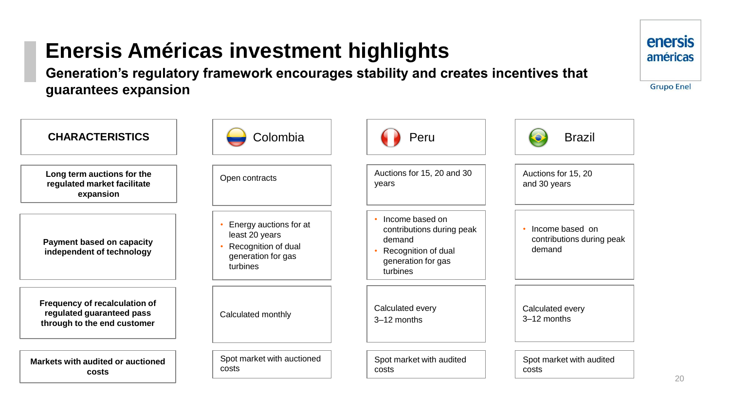# Enersis Américas investment highlights

## Generation's regulatory framework encourages stability and creates incentives that guarantees expansion

| CHARACTERISTICS | Colombia | Peru | Brazil |
|---|---|---|---|
| **Long term auctions for the regulated market facilitate expansion** | Open contracts | Auctions for 15, 20 and 30 years | Auctions for 15, 20 and 30 years |
| **Payment based on capacity independent of technology** | • Energy auctions for at least 20 years<br>• Recognition of dual generation for gas turbines | • Income based on contributions during peak demand<br>• Recognition of dual generation for gas turbines | • Income based on contributions during peak demand |
| **Frequency of recalculation of regulated guaranteed pass through to the end customer** | Calculated monthly | Calculated every 3–12 months | Calculated every 3–12 months |
| **Markets with audited or auctioned costs** | Spot market with auctioned costs | Spot market with audited costs | Spot market with audited costs |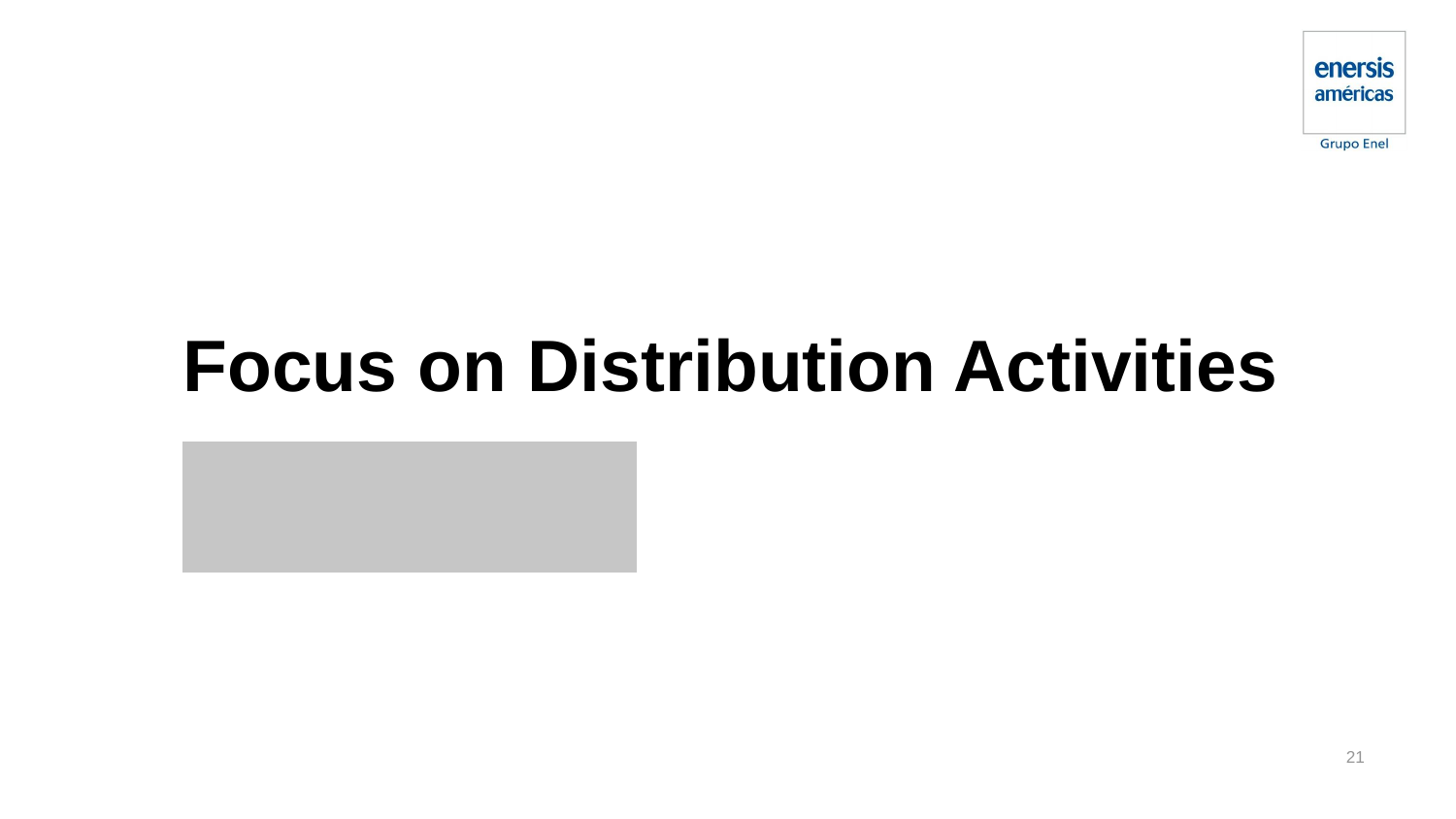# Focus on Distribution Activities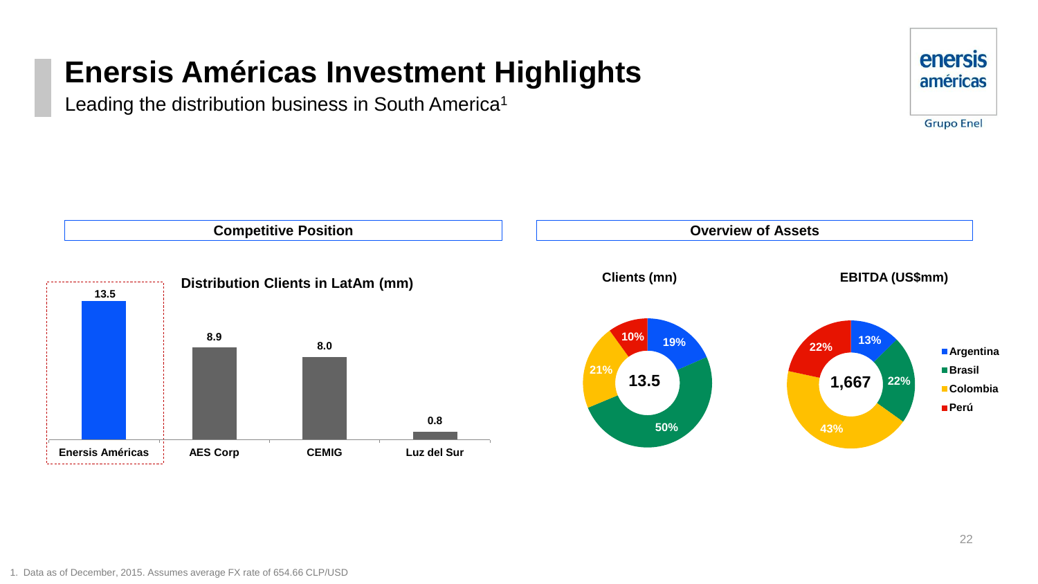# Enersis Américas Investment Highlights

Leading the distribution business in South America[1]

## Competitive Position

**Distribution Clients in LatAm (mm)**

| Company | Clients (mm) |
|---|---|
| Enersis Américas | 13.5 |
| AES Corp | 8.9 |
| CEMIG | 8.0 |
| Luz del Sur | 0.8 |

## Overview of Assets

**Clients (mn)** — Total: 13.5

| Country | Share |
|---|---|
| Argentina | 19% |
| Brasil | 50% |
| Colombia | 21% |
| Perú | 10% |

**EBITDA (US$mm)** — Total: 1,667

| Country | Share |
|---|---|
| Argentina | 13% |
| Brasil | 22% |
| Colombia | 43% |
| Perú | 22% |

1. Data as of December, 2015. Assumes average FX rate of 654.66 CLP/USD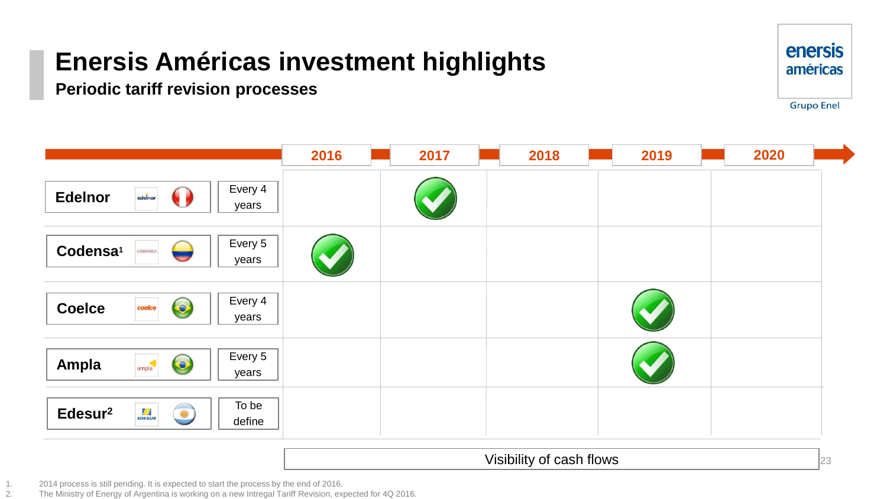# Enersis Américas investment highlights

## Periodic tariff revision processes

| Company | Frequency | 2016 | 2017 | 2018 | 2019 | 2020 |
|---|---|---|---|---|---|---|
| Edelnor | Every 4 years | | ✓ | | | |
| Codensa[1] | Every 5 years | ✓ | | | | |
| Coelce | Every 4 years | | | | ✓ | |
| Ampla | Every 5 years | | | | ✓ | |
| Edesur[2] | To be define | | | | | |

Visibility of cash flows

1. 2014 process is still pending. It is expected to start the process by the end of 2016.
2. The Ministry of Energy of Argentina is working on a new Intregal Tariff Revision, expected for 4Q 2016.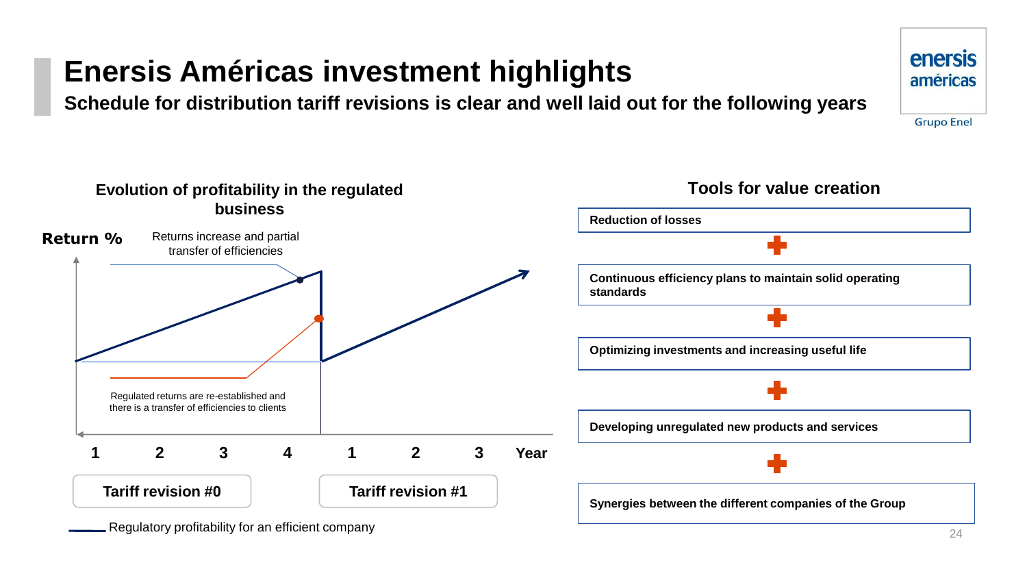# Enersis Américas investment highlights

**Schedule for distribution tariff revisions is clear and well laid out for the following years**

### Evolution of profitability in the regulated business

**Return %**

Returns increase and partial transfer of efficiencies

Regulated returns are re-established and there is a transfer of efficiencies to clients

1 2 3 4 1 2 3 **Year**

**Tariff revision #0** **Tariff revision #1**

Regulatory profitability for an efficient company

### Tools for value creation

**Reduction of losses**

+

**Continuous efficiency plans to maintain solid operating standards**

+

**Optimizing investments and increasing useful life**

+

**Developing unregulated new products and services**

+

**Synergies between the different companies of the Group**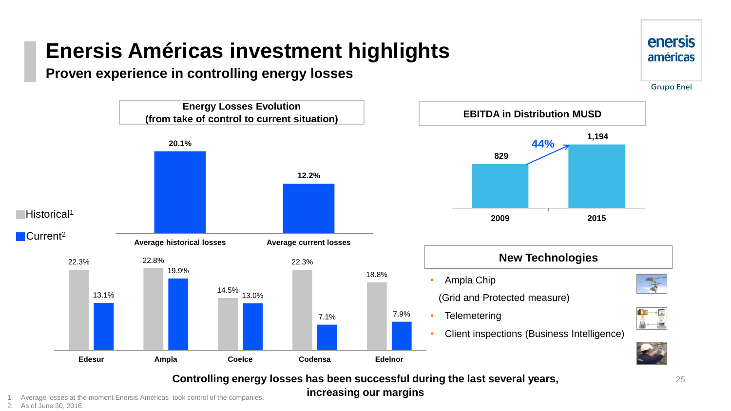# Enersis Américas investment highlights

## Proven experience in controlling energy losses

**Energy Losses Evolution (from take of control to current situation)**

| | Average historical losses | Average current losses |
|---|---|---|
| | 20.1% | 12.2% |

| | Edesur | Ampla | Coelce | Codensa | Edelnor |
|---|---|---|---|---|---|
| Historical[1] | 22.3% | 22.8% | 14.5% | 22.3% | 18.8% |
| Current[2] | 13.1% | 19.9% | 13.0% | 7.1% | 7.9% |

**EBITDA in Distribution MUSD**

| 2009 | 2015 |
|---|---|
| 829 | 1,194 |

44%

**New Technologies**

- Ampla Chip (Grid and Protected measure)
- Telemetering
- Client inspections (Business Intelligence)

**Controlling energy losses has been successful during the last several years, increasing our margins**

1. Average losses at the moment Enersis Américas took control of the companies.
2. As of June 30, 2016.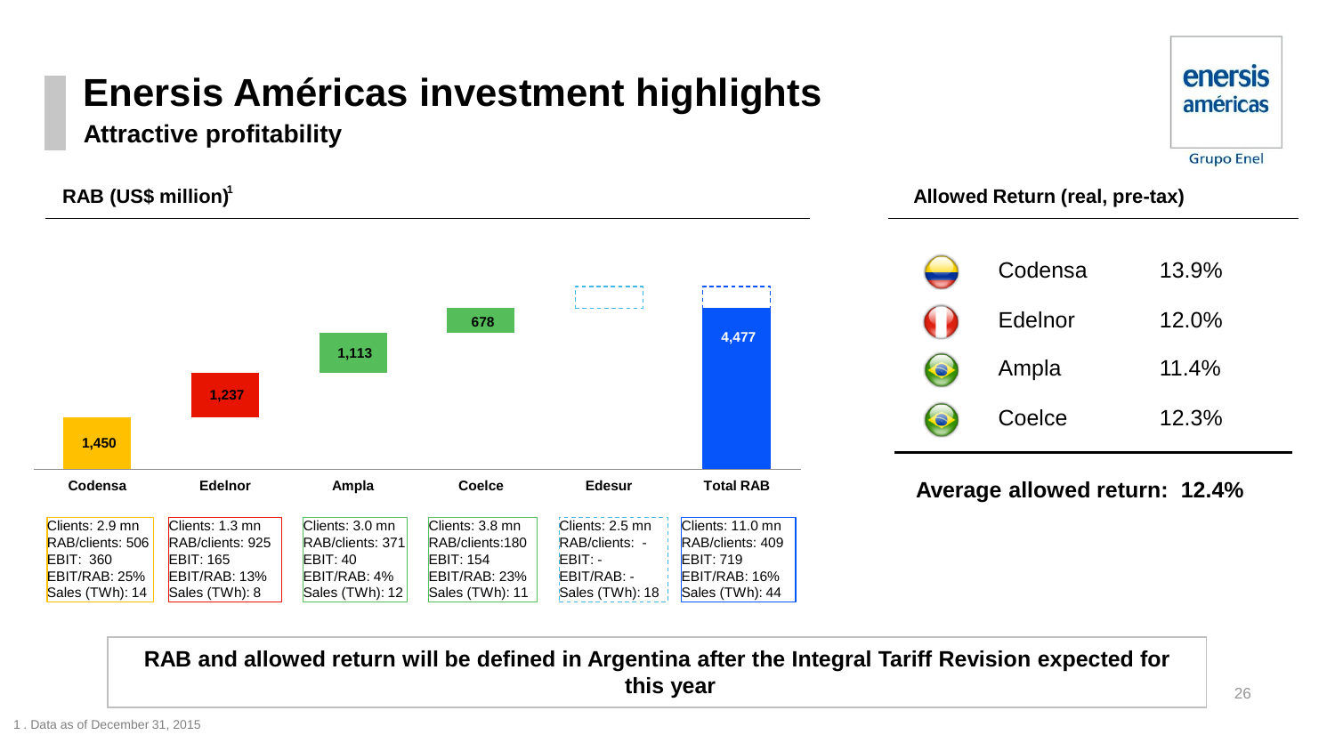# Enersis Américas investment highlights

## Attractive profitability

### RAB (US$ million)[1]

| | Codensa | Edelnor | Ampla | Coelce | Edesur | Total RAB |
|---|---|---|---|---|---|---|
| RAB | 1,450 | 1,237 | 1,113 | 678 | | 4,477 |
| Clients | 2.9 mn | 1.3 mn | 3.0 mn | 3.8 mn | 2.5 mn | 11.0 mn |
| RAB/clients | 506 | 925 | 371 | 180 | - | 409 |
| EBIT | 360 | 165 | 40 | 154 | - | 719 |
| EBIT/RAB | 25% | 13% | 4% | 23% | - | 16% |
| Sales (TWh) | 14 | 8 | 12 | 11 | 18 | 44 |

### Allowed Return (real, pre-tax)

| Company | Allowed Return |
|---|---|
| Codensa | 13.9% |
| Edelnor | 12.0% |
| Ampla | 11.4% |
| Coelce | 12.3% |

**Average allowed return: 12.4%**

**RAB and allowed return will be defined in Argentina after the Integral Tariff Revision expected for this year**

1 . Data as of December 31, 2015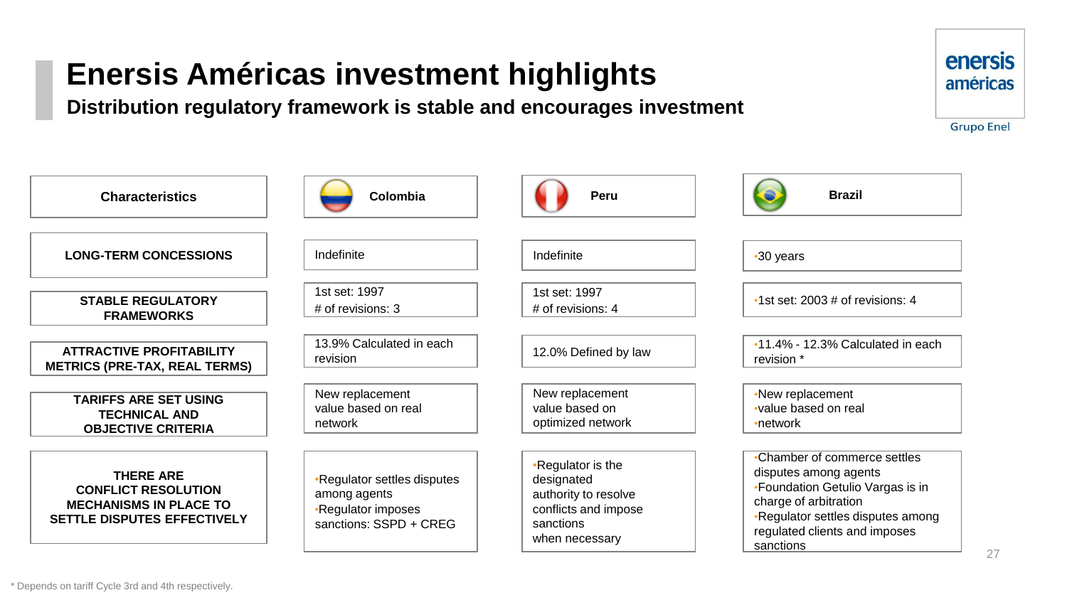# Enersis Américas investment highlights

## Distribution regulatory framework is stable and encourages investment

| Characteristics | Colombia | Peru | Brazil |
|---|---|---|---|
| LONG-TERM CONCESSIONS | Indefinite | Indefinite | •30 years |
| STABLE REGULATORY FRAMEWORKS | 1st set: 1997<br># of revisions: 3 | 1st set: 1997<br># of revisions: 4 | •1st set: 2003 # of revisions: 4 |
| ATTRACTIVE PROFITABILITY METRICS (PRE-TAX, REAL TERMS) | 13.9% Calculated in each revision | 12.0% Defined by law | •11.4% - 12.3% Calculated in each revision * |
| TARIFFS ARE SET USING TECHNICAL AND OBJECTIVE CRITERIA | New replacement value based on real network | New replacement value based on optimized network | •New replacement<br>•value based on real<br>•network |
| THERE ARE CONFLICT RESOLUTION MECHANISMS IN PLACE TO SETTLE DISPUTES EFFECTIVELY | •Regulator settles disputes among agents<br>•Regulator imposes sanctions: SSPD + CREG | •Regulator is the designated authority to resolve conflicts and impose sanctions when necessary | •Chamber of commerce settles disputes among agents<br>•Foundation Getulio Vargas is in charge of arbitration<br>•Regulator settles disputes among regulated clients and imposes sanctions |

* Depends on tariff Cycle 3rd and 4th respectively.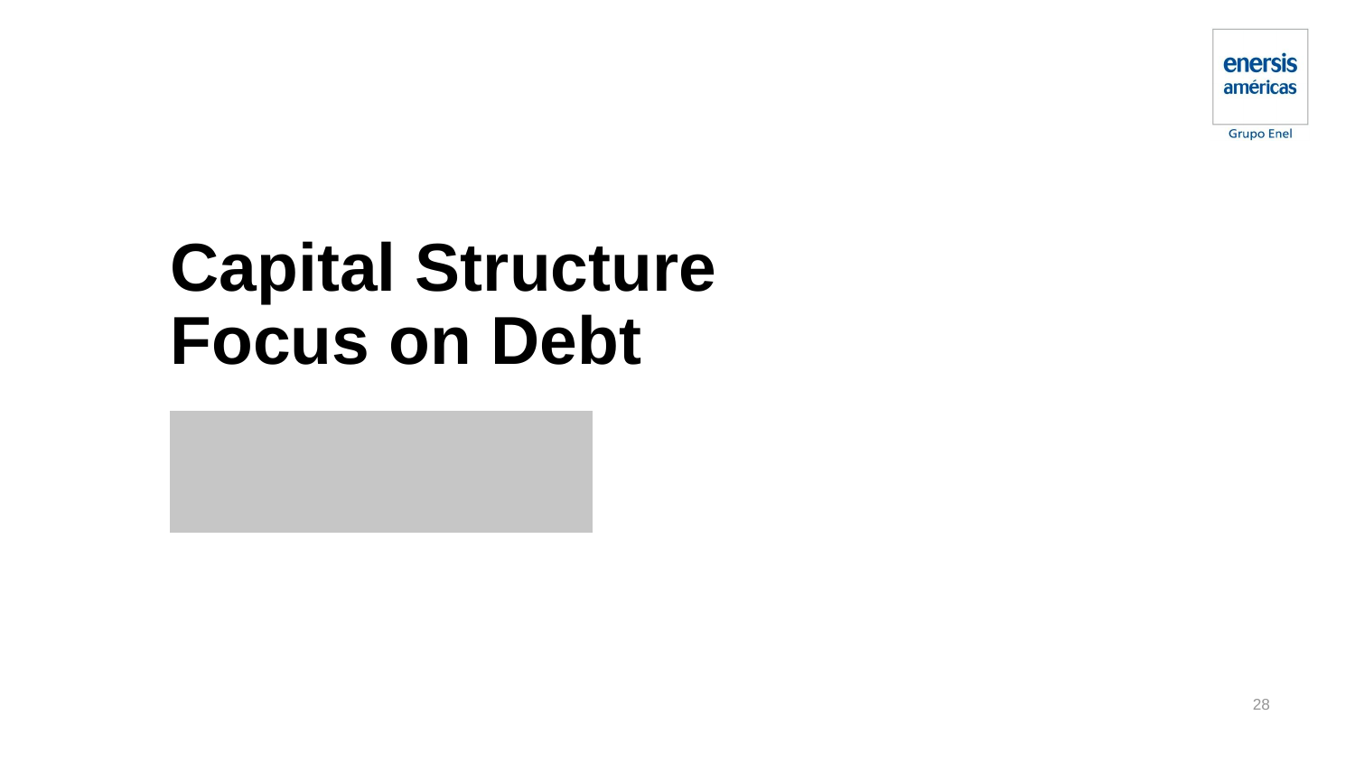# Capital Structure
# Focus on Debt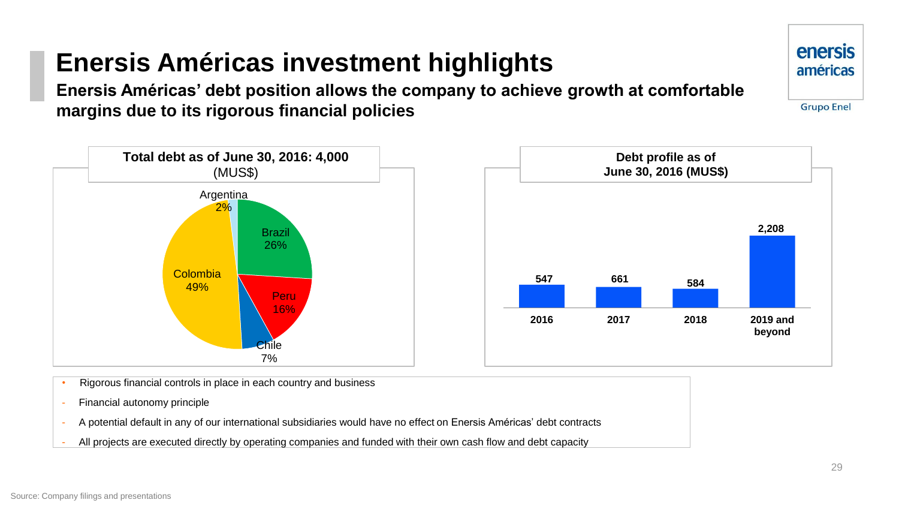# Enersis Américas investment highlights

**Enersis Américas' debt position allows the company to achieve growth at comfortable margins due to its rigorous financial policies**

**Total debt as of June 30, 2016: 4,000** (MUS$)

| Country | Share |
| --- | --- |
| Colombia | 49% |
| Brazil | 26% |
| Peru | 16% |
| Chile | 7% |
| Argentina | 2% |

**Debt profile as of June 30, 2016 (MUS$)**

| 2016 | 2017 | 2018 | 2019 and beyond |
| --- | --- | --- | --- |
| 547 | 661 | 584 | 2,208 |

- Rigorous financial controls in place in each country and business
  - Financial autonomy principle
  - A potential default in any of our international subsidiaries would have no effect on Enersis Américas' debt contracts
  - All projects are executed directly by operating companies and funded with their own cash flow and debt capacity

Source: Company filings and presentations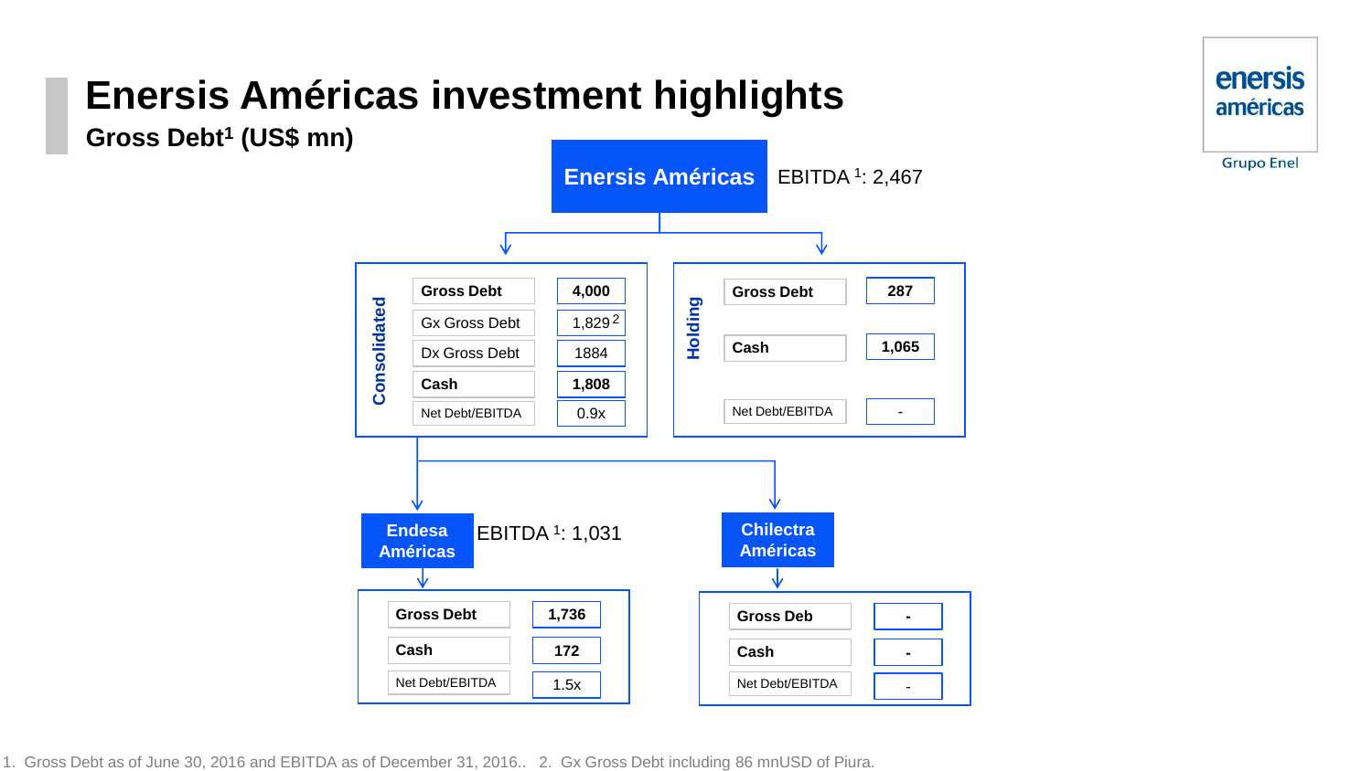# Enersis Américas investment highlights

## Gross Debt[1] (US$ mn)

**Enersis Américas** — EBITDA [1]: 2,467

**Consolidated**

| | |
|---|---|
| **Gross Debt** | **4,000** |
| Gx Gross Debt | 1,829 [2] |
| Dx Gross Debt | 1884 |
| **Cash** | **1,808** |
| Net Debt/EBITDA | 0.9x |

**Holding**

| | |
|---|---|
| **Gross Debt** | **287** |
| **Cash** | **1,065** |
| Net Debt/EBITDA | - |

**Endesa Américas** — EBITDA [1]: 1,031

| | |
|---|---|
| **Gross Debt** | **1,736** |
| **Cash** | **172** |
| Net Debt/EBITDA | 1.5x |

**Chilectra Américas**

| | |
|---|---|
| **Gross Deb** | **-** |
| **Cash** | **-** |
| Net Debt/EBITDA | - |

1. Gross Debt as of June 30, 2016 and EBITDA as of December 31, 2016.. 2. Gx Gross Debt including 86 mnUSD of Piura.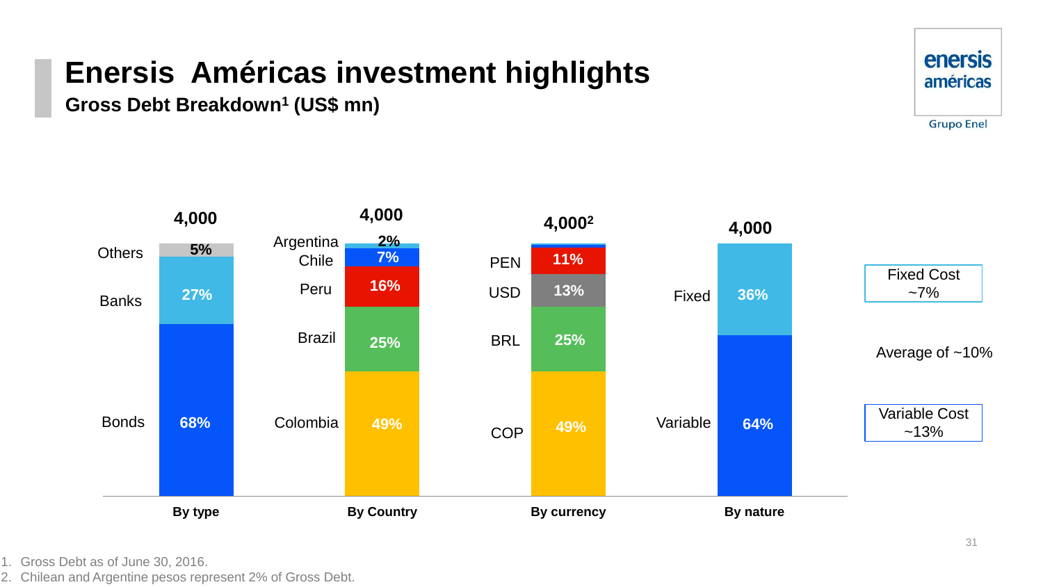# Enersis Américas investment highlights

## Gross Debt Breakdown[1] (US$ mn)

| By type | | By Country | | By currency | | By nature | |
|---|---|---|---|---|---|---|---|
| Total | 4,000 | Total | 4,000 | Total | 4,000[2] | Total | 4,000 |
| Others | 5% | Argentina | 2% | PEN | 11% | Fixed | 36% |
| Banks | 27% | Chile | 7% | USD | 13% | Variable | 64% |
| Bonds | 68% | Peru | 16% | BRL | 25% | | |
| | | Brazil | 25% | COP | 49% | | |
| | | Colombia | 49% | | | | |

Fixed Cost ~7%

Average of ~10%

Variable Cost ~13%

1. Gross Debt as of June 30, 2016.
2. Chilean and Argentine pesos represent 2% of Gross Debt.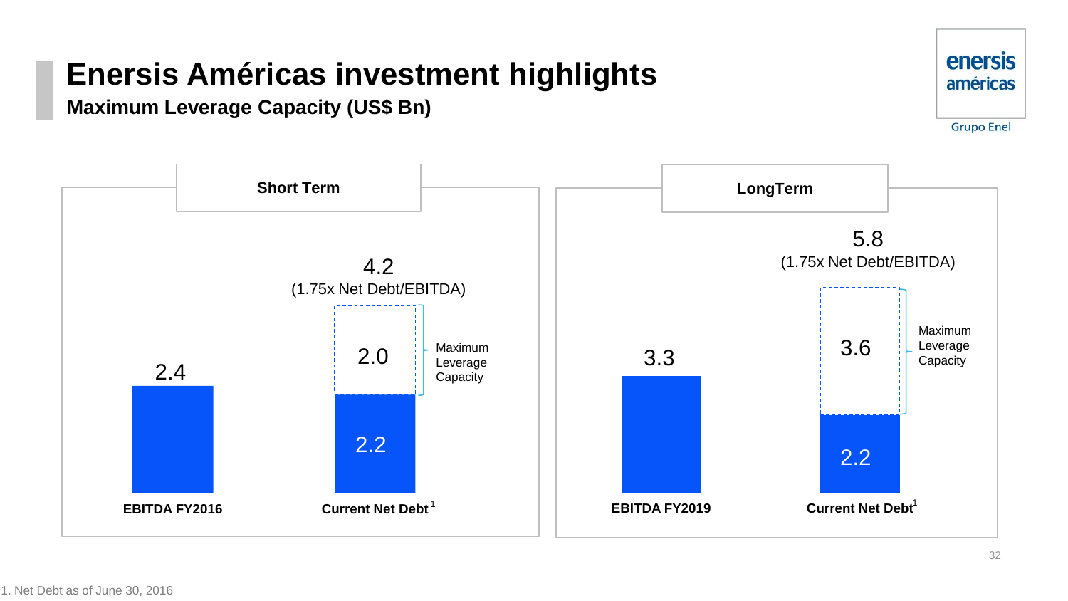# Enersis Américas investment highlights

## Maximum Leverage Capacity (US$ Bn)

### Short Term

| | EBITDA FY2016 | Current Net Debt[1] |
|---|---|---|
| Current Net Debt | | 2.2 |
| Maximum Leverage Capacity | | 2.0 |
| Total | 2.4 | 4.2 (1.75x Net Debt/EBITDA) |

### LongTerm

| | EBITDA FY2019 | Current Net Debt[1] |
|---|---|---|
| Current Net Debt | | 2.2 |
| Maximum Leverage Capacity | | 3.6 |
| Total | 3.3 | 5.8 (1.75x Net Debt/EBITDA) |

1. Net Debt as of June 30, 2016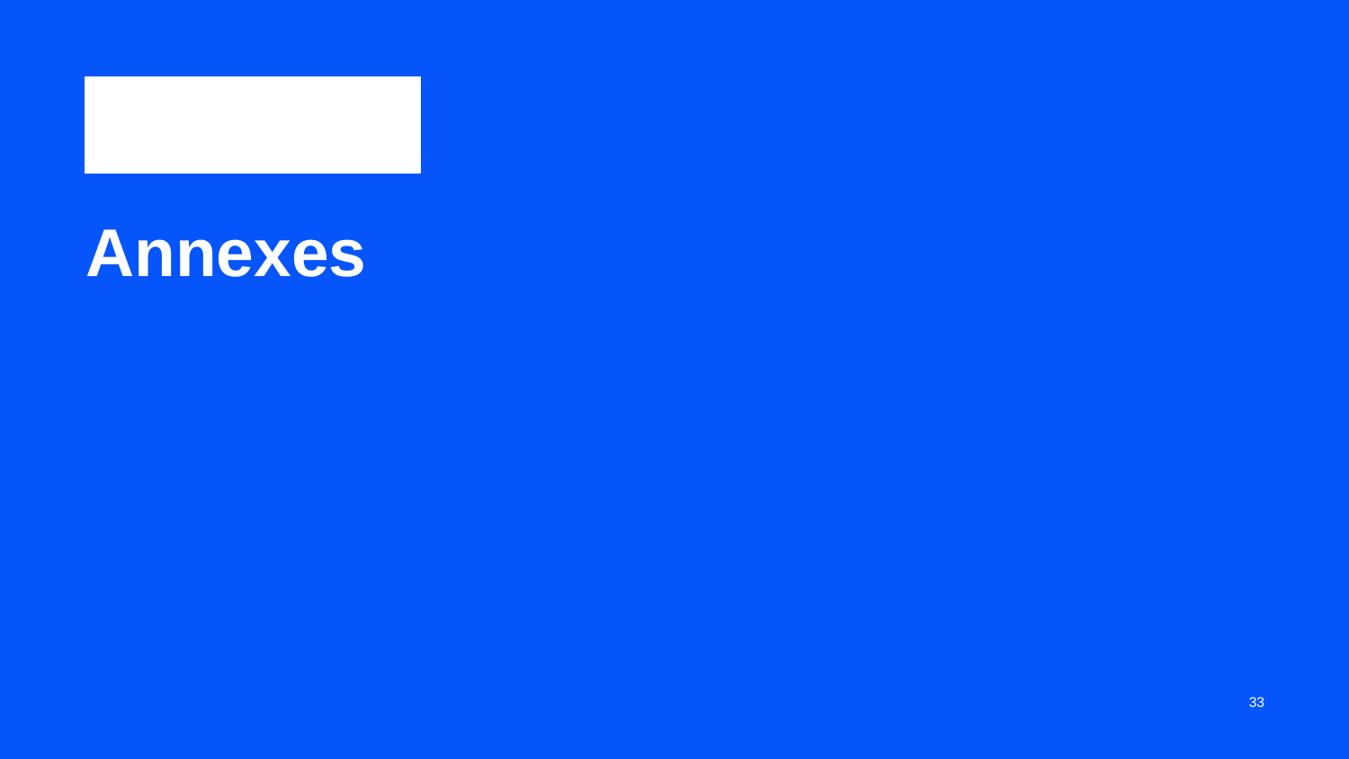# Annexes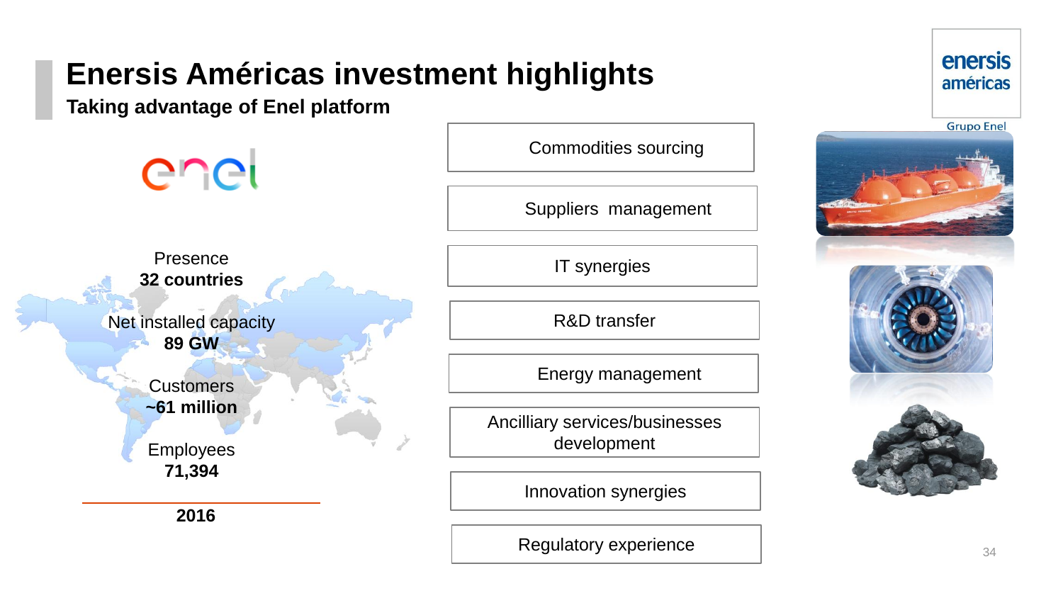# Enersis Américas investment highlights

**Taking advantage of Enel platform**

Presence
**32 countries**

Net installed capacity
**89 GW**

Customers
**~61 million**

Employees
**71,394**

**2016**

- Commodities sourcing
- Suppliers management
- IT synergies
- R&D transfer
- Energy management
- Ancilliary services/businesses development
- Innovation synergies
- Regulatory experience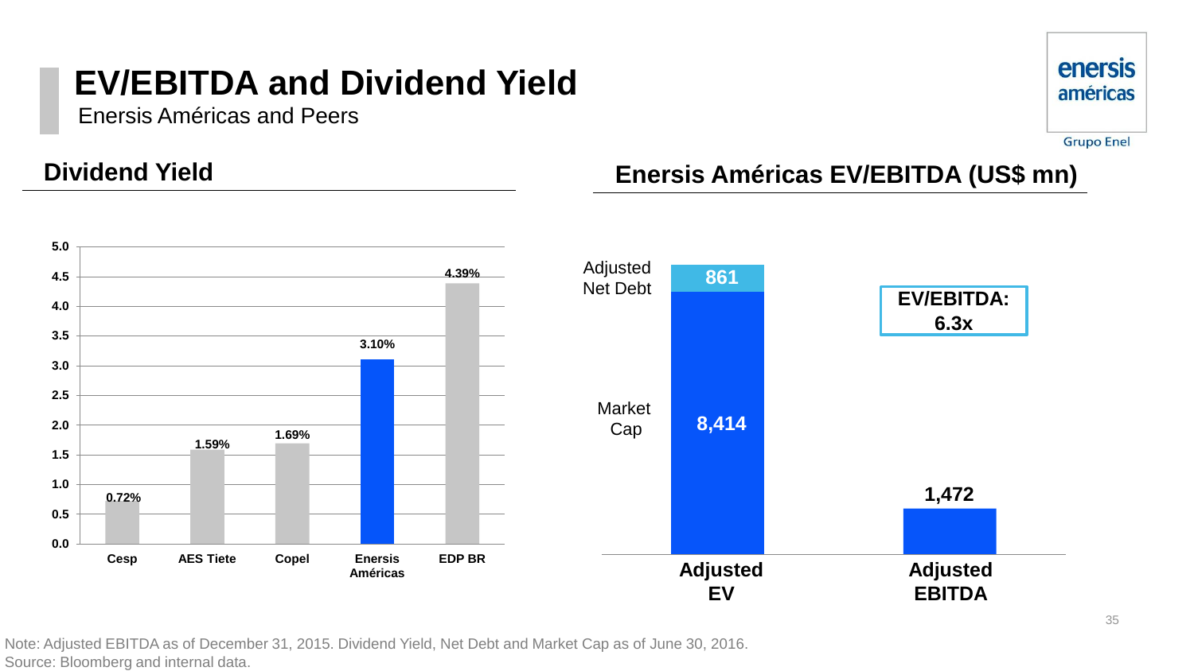# EV/EBITDA and Dividend Yield

Enersis Américas and Peers

## Dividend Yield

| Company | Dividend Yield |
|---|---|
| Cesp | 0.72% |
| AES Tiete | 1.59% |
| Copel | 1.69% |
| Enersis Américas | 3.10% |
| EDP BR | 4.39% |

## Enersis Américas EV/EBITDA (US$ mn)

| | Adjusted EV | Adjusted EBITDA |
|---|---|---|
| Adjusted Net Debt | 861 | |
| Market Cap | 8,414 | |
| Total | | 1,472 |

**EV/EBITDA: 6.3x**

Note: Adjusted EBITDA as of December 31, 2015. Dividend Yield, Net Debt and Market Cap as of June 30, 2016.
Source: Bloomberg and internal data.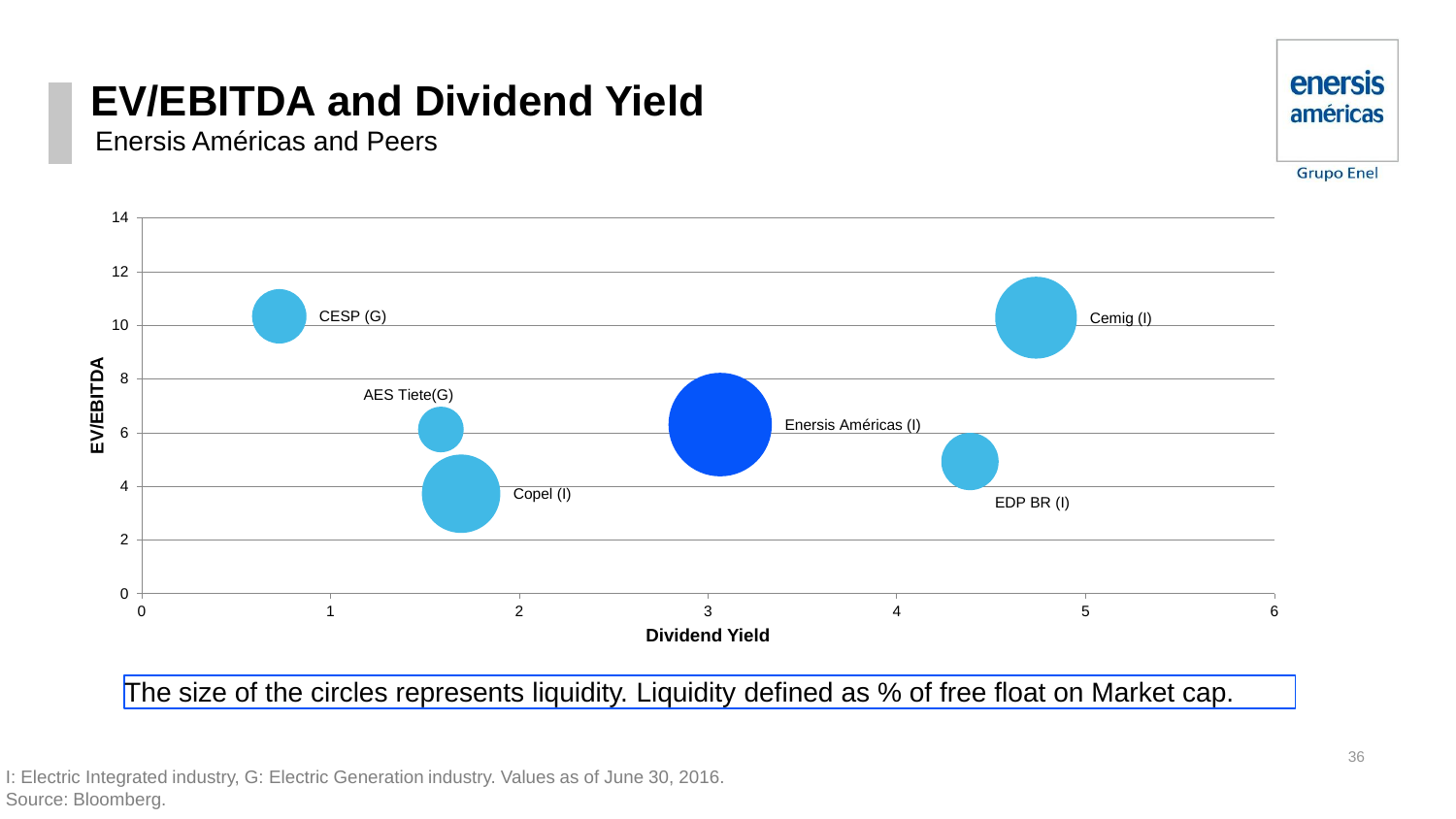# EV/EBITDA and Dividend Yield

Enersis Américas and Peers

enersis américas
Grupo Enel

The size of the circles represents liquidity. Liquidity defined as % of free float on Market cap.

I: Electric Integrated industry, G: Electric Generation industry. Values as of June 30, 2016.
Source: Bloomberg.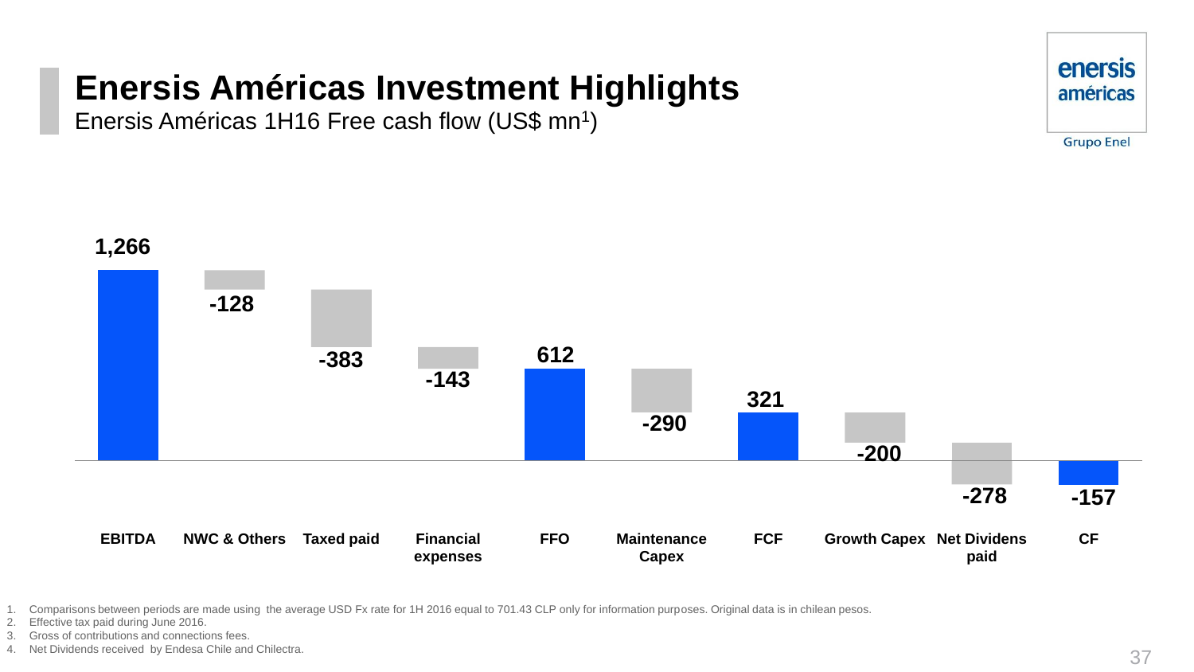# Enersis Américas Investment Highlights

## Enersis Américas 1H16 Free cash flow (US$ mn[1])

| EBITDA | NWC & Others | Taxed paid | Financial expenses | FFO | Maintenance Capex | FCF | Growth Capex | Net Dividens paid | CF |
|---|---|---|---|---|---|---|---|---|---|
| 1,266 | -128 | -383 | -143 | 612 | -290 | 321 | -200 | -278 | -157 |

1. Comparisons between periods are made using the average USD Fx rate for 1H 2016 equal to 701.43 CLP only for information purposes. Original data is in chilean pesos.
2. Effective tax paid during June 2016.
3. Gross of contributions and connections fees.
4. Net Dividends received by Endesa Chile and Chilectra.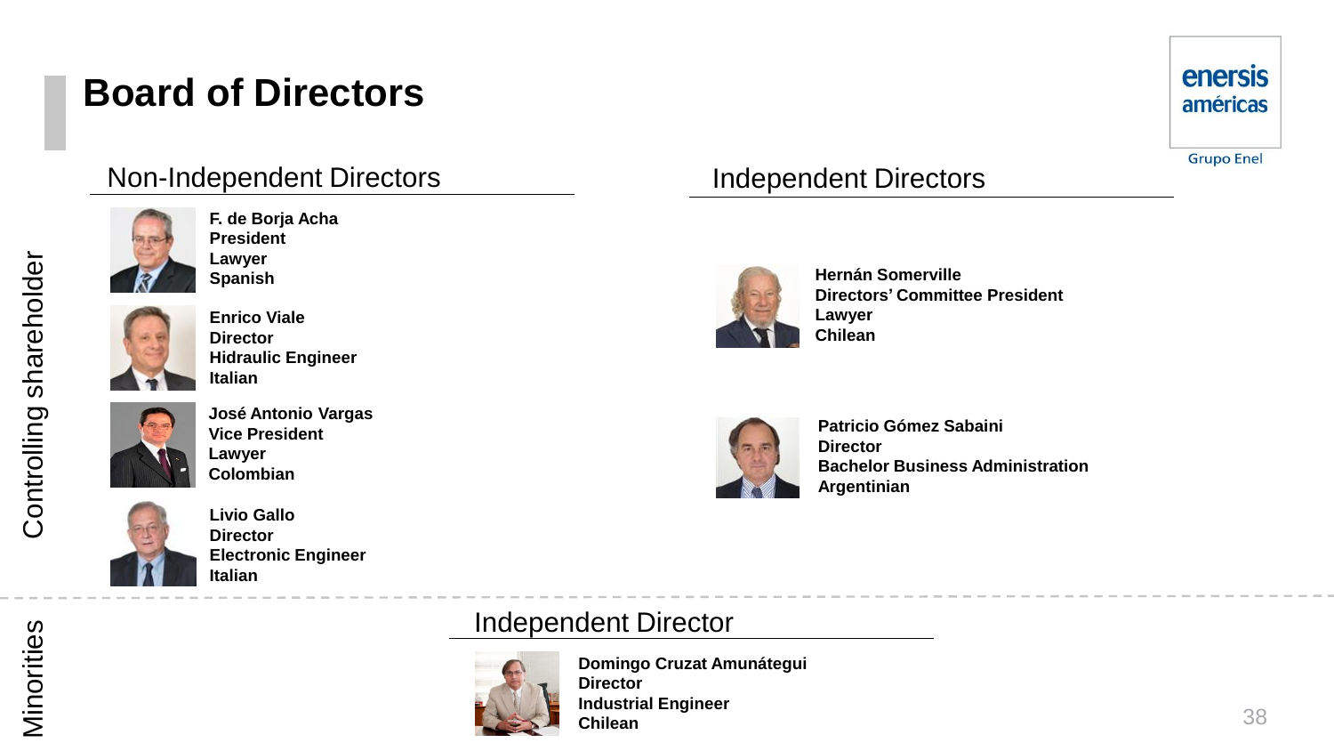# Board of Directors

enersis américas
Grupo Enel

## Controlling shareholder

### Non-Independent Directors

**F. de Borja Acha**
**President**
**Lawyer**
**Spanish**

**Enrico Viale**
**Director**
**Hidraulic Engineer**
**Italian**

**José Antonio Vargas**
**Vice President**
**Lawyer**
**Colombian**

**Livio Gallo**
**Director**
**Electronic Engineer**
**Italian**

### Independent Directors

**Hernán Somerville**
**Directors' Committee President**
**Lawyer**
**Chilean**

**Patricio Gómez Sabaini**
**Director**
**Bachelor Business Administration**
**Argentinian**

## Minorities

### Independent Director

**Domingo Cruzat Amunátegui**
**Director**
**Industrial Engineer**
**Chilean**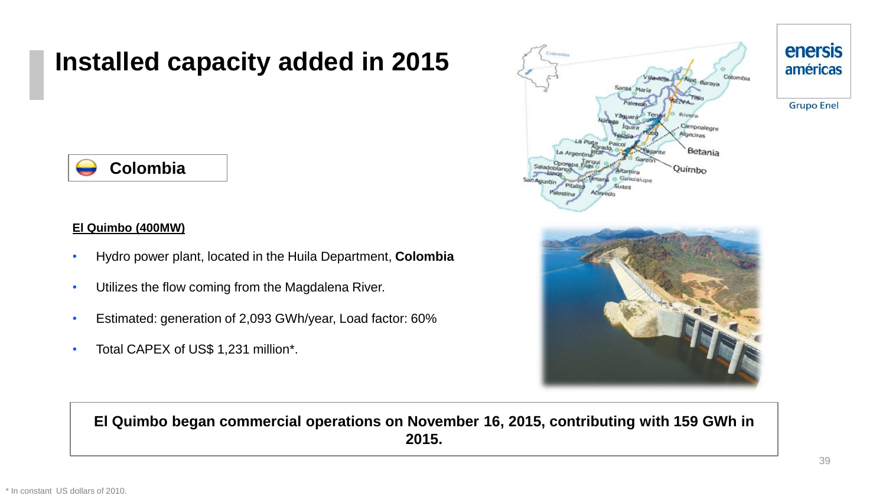# Installed capacity added in 2015

**Colombia**

**El Quimbo (400MW)**

- Hydro power plant, located in the Huila Department, **Colombia**
- Utilizes the flow coming from the Magdalena River.
- Estimated: generation of 2,093 GWh/year, Load factor: 60%
- Total CAPEX of US$ 1,231 million*.

**El Quimbo began commercial operations on November 16, 2015, contributing with 159 GWh in 2015.**

* In constant US dollars of 2010.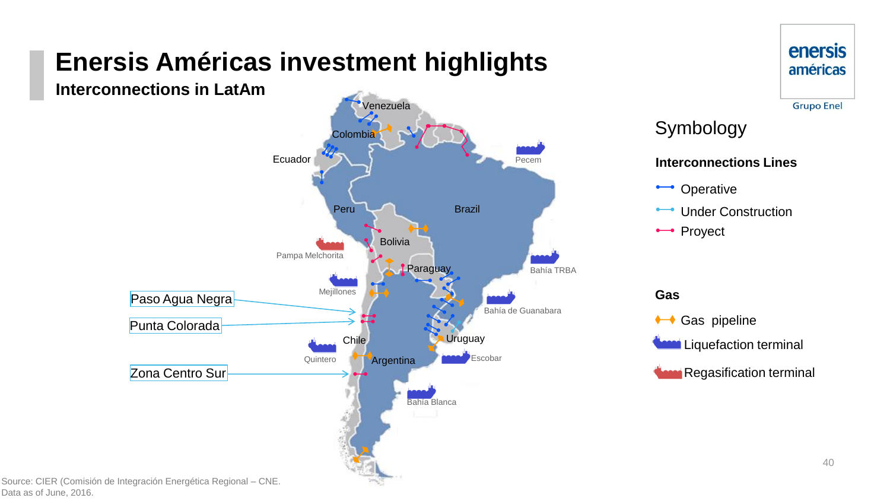# Enersis Américas investment highlights

## Interconnections in LatAm

Venezuela

Colombia

Ecuador

Peru

Brazil

Bolivia

Paraguay

Chile

Argentina

Uruguay

Pecem

Pampa Melchorita

Mejillones

Bahía TRBA

Bahía de Guanabara

Quintero

Escobar

Bahía Blanca

Paso Agua Negra

Punta Colorada

Zona Centro Sur

### Symbology

**Interconnections Lines**

- Operative
- Under Construction
- Proyect

**Gas**

- Gas pipeline
- Liquefaction terminal
- Regasification terminal

Source: CIER (Comisión de Integración Energética Regional – CNE.
Data as of June, 2016.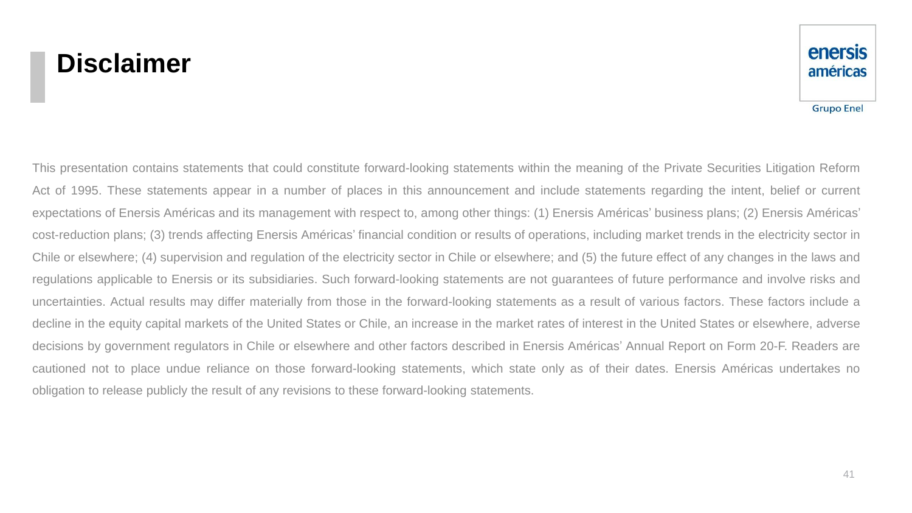# Disclaimer

This presentation contains statements that could constitute forward-looking statements within the meaning of the Private Securities Litigation Reform Act of 1995. These statements appear in a number of places in this announcement and include statements regarding the intent, belief or current expectations of Enersis Américas and its management with respect to, among other things: (1) Enersis Américas' business plans; (2) Enersis Américas' cost-reduction plans; (3) trends affecting Enersis Américas' financial condition or results of operations, including market trends in the electricity sector in Chile or elsewhere; (4) supervision and regulation of the electricity sector in Chile or elsewhere; and (5) the future effect of any changes in the laws and regulations applicable to Enersis or its subsidiaries. Such forward-looking statements are not guarantees of future performance and involve risks and uncertainties. Actual results may differ materially from those in the forward-looking statements as a result of various factors. These factors include a decline in the equity capital markets of the United States or Chile, an increase in the market rates of interest in the United States or elsewhere, adverse decisions by government regulators in Chile or elsewhere and other factors described in Enersis Américas' Annual Report on Form 20-F. Readers are cautioned not to place undue reliance on those forward-looking statements, which state only as of their dates. Enersis Américas undertakes no obligation to release publicly the result of any revisions to these forward-looking statements.